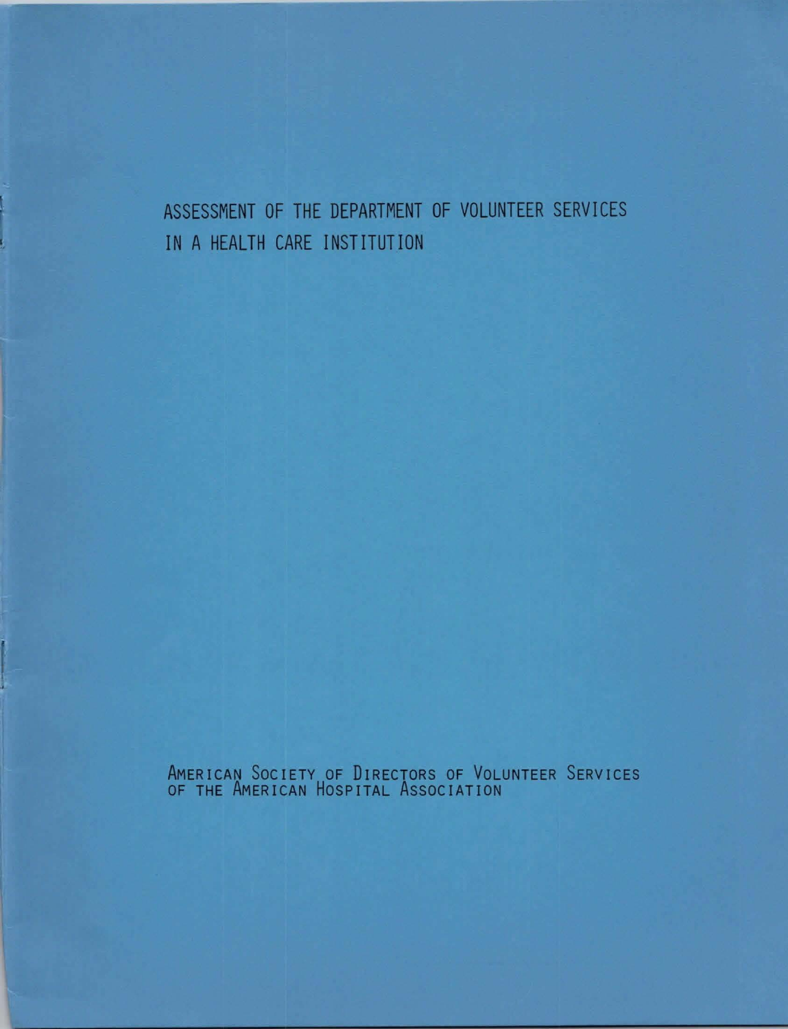# ASSESSMENT OF THE DEPARTMENT OF VOLUNTEER SERVICES IN A HEALTH CARE INSTITUTION

AMERICAN SOCIETY OF DIRECTORS OF VOLUNTEER SERVICES
OF THE AMERICAN HOSPITAL ASSOCIATION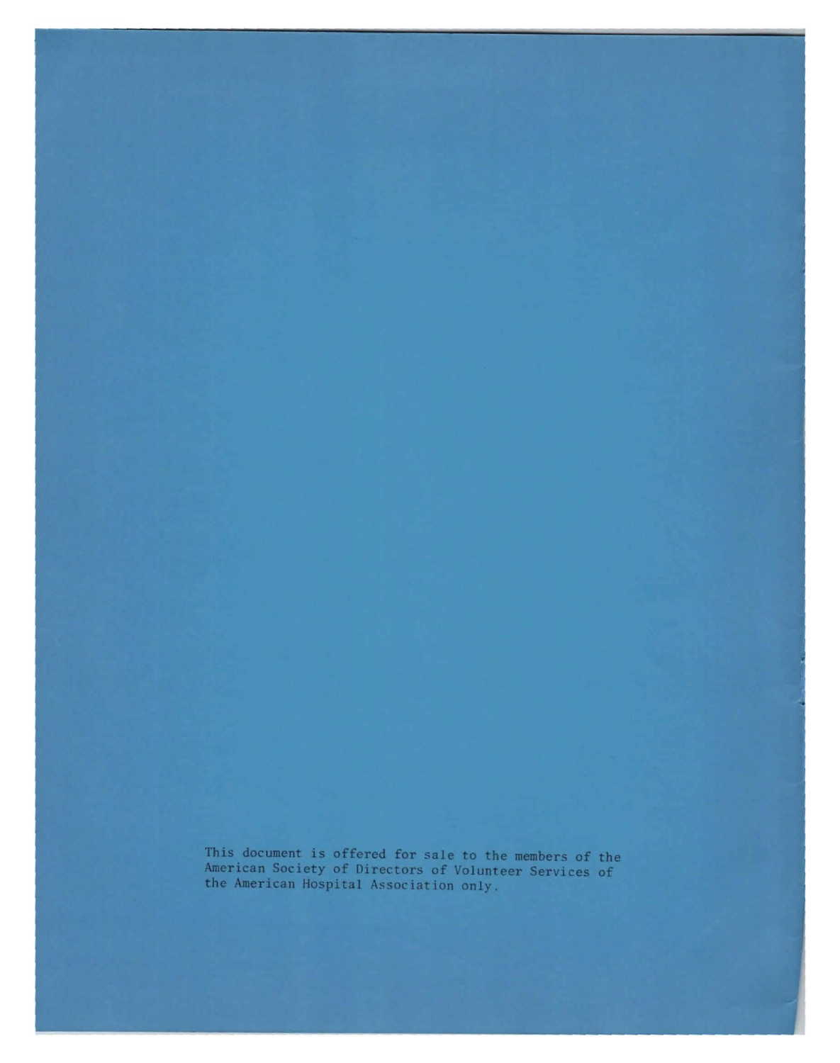This document is offered for sale to the members of the American Society of Directors of Volunteer Services of the American Hospital Association only.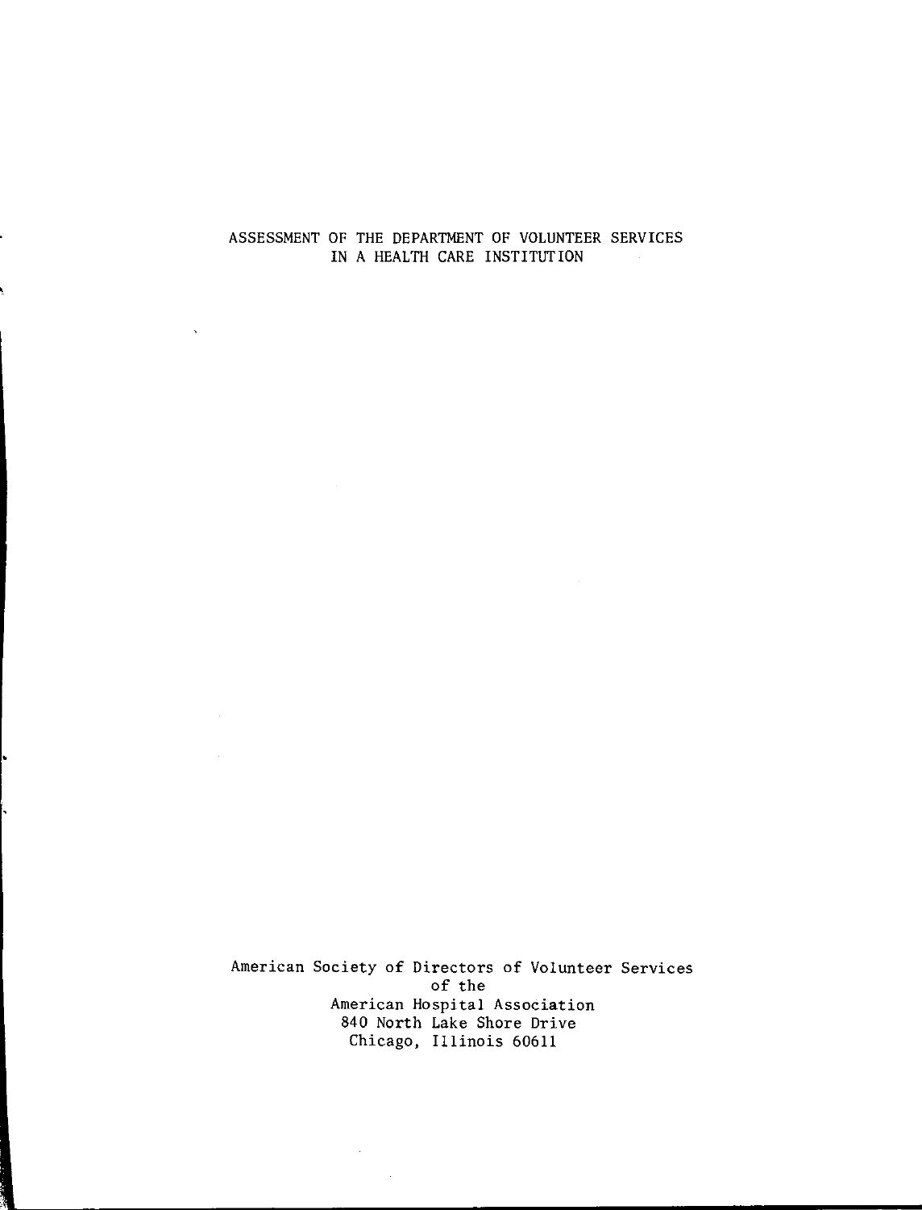# ASSESSMENT OF THE DEPARTMENT OF VOLUNTEER SERVICES IN A HEALTH CARE INSTITUTION

American Society of Directors of Volunteer Services
of the
American Hospital Association
840 North Lake Shore Drive
Chicago, Illinois 60611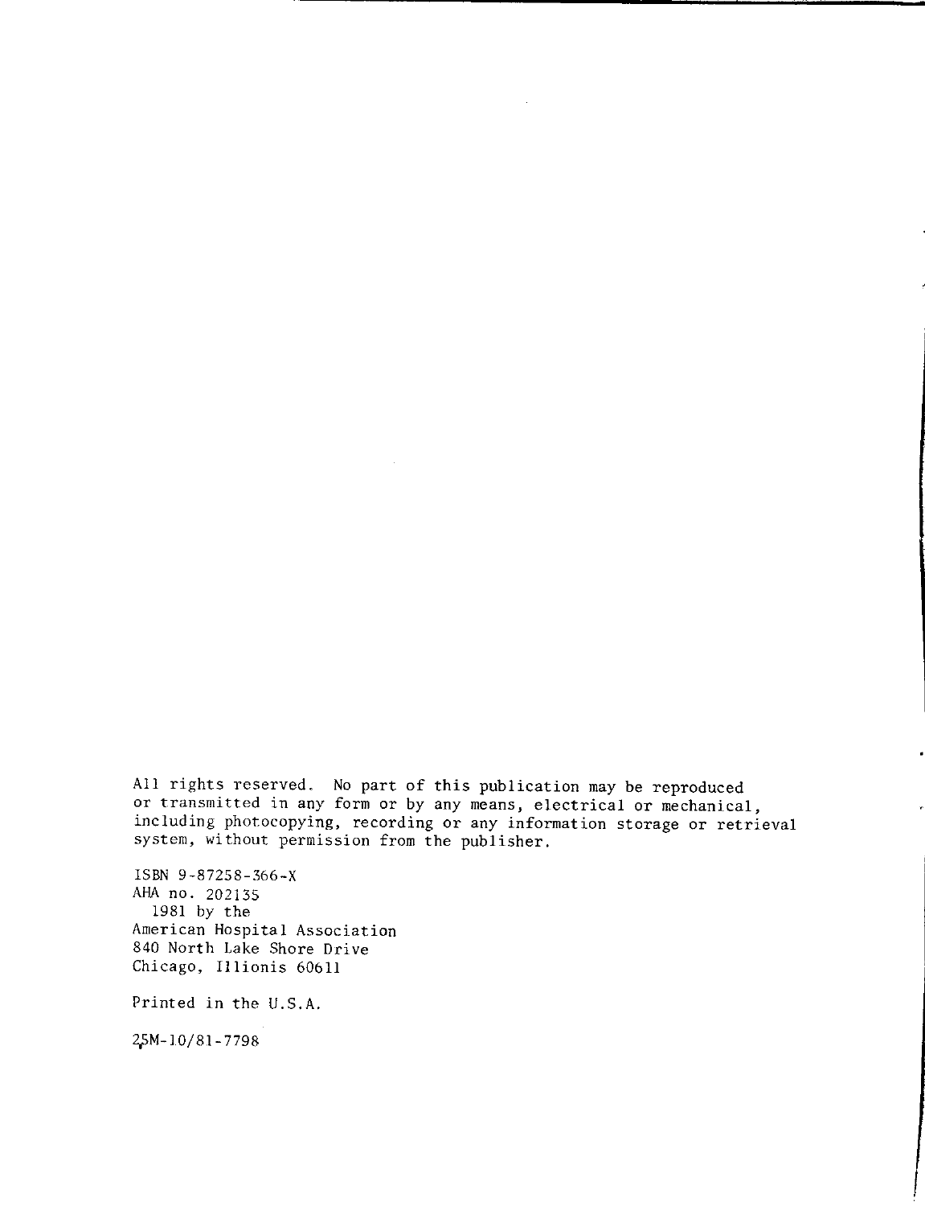All rights reserved. No part of this publication may be reproduced or transmitted in any form or by any means, electrical or mechanical, including photocopying, recording or any information storage or retrieval system, without permission from the publisher.

ISBN 9-87258-366-X
AHA no. 202135
1981 by the
American Hospital Association
840 North Lake Shore Drive
Chicago, Illionis 60611

Printed in the U.S.A.

25M-10/81-7798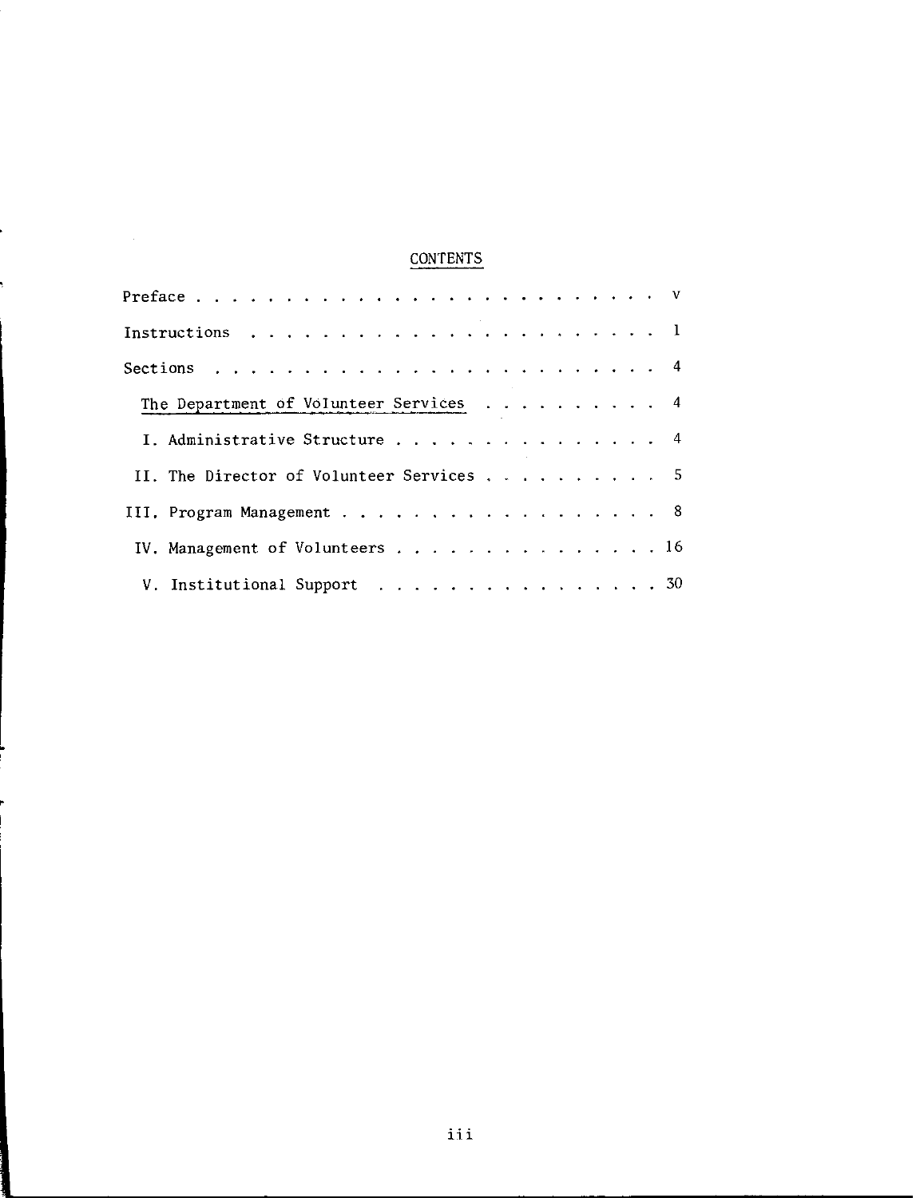# CONTENTS

Preface . . . . . . . . . . . . . . . . . . . . . . . . . v

Instructions . . . . . . . . . . . . . . . . . . . . . . 1

Sections . . . . . . . . . . . . . . . . . . . . . . . . 4

The Department of Volunteer Services . . . . . . . . . . 4

I. Administrative Structure . . . . . . . . . . . . . . . 4

II. The Director of Volunteer Services . . . . . . . . . . 5

III. Program Management . . . . . . . . . . . . . . . . . 8

IV. Management of Volunteers . . . . . . . . . . . . . . . 16

V. Institutional Support . . . . . . . . . . . . . . . . 30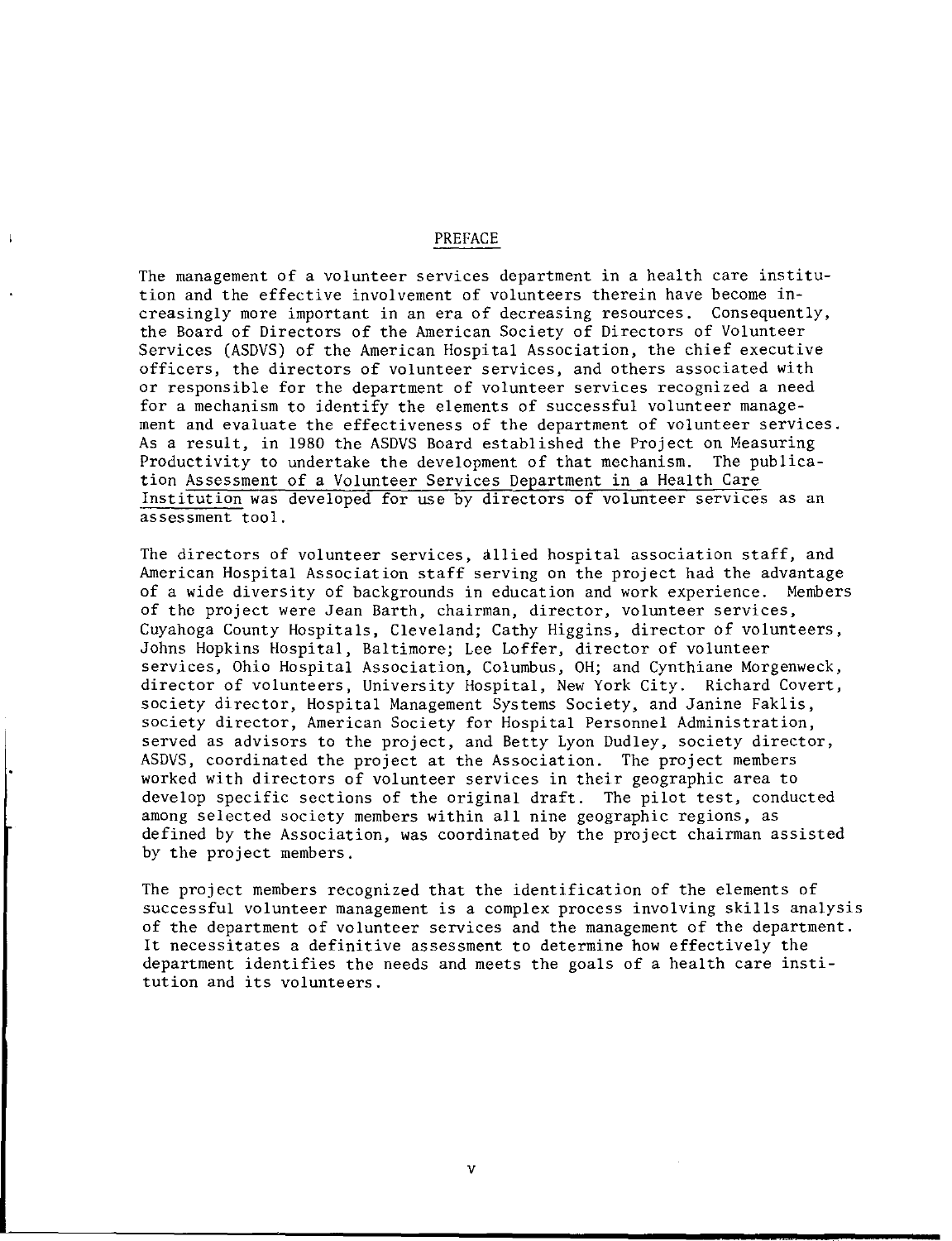# PREFACE

The management of a volunteer services department in a health care institution and the effective involvement of volunteers therein have become increasingly more important in an era of decreasing resources. Consequently, the Board of Directors of the American Society of Directors of Volunteer Services (ASDVS) of the American Hospital Association, the chief executive officers, the directors of volunteer services, and others associated with or responsible for the department of volunteer services recognized a need for a mechanism to identify the elements of successful volunteer management and evaluate the effectiveness of the department of volunteer services. As a result, in 1980 the ASDVS Board established the Project on Measuring Productivity to undertake the development of that mechanism. The publication Assessment of a Volunteer Services Department in a Health Care Institution was developed for use by directors of volunteer services as an assessment tool.

The directors of volunteer services, allied hospital association staff, and American Hospital Association staff serving on the project had the advantage of a wide diversity of backgrounds in education and work experience. Members of the project were Jean Barth, chairman, director, volunteer services, Cuyahoga County Hospitals, Cleveland; Cathy Higgins, director of volunteers, Johns Hopkins Hospital, Baltimore; Lee Loffer, director of volunteer services, Ohio Hospital Association, Columbus, OH; and Cynthiane Morgenweck, director of volunteers, University Hospital, New York City. Richard Covert, society director, Hospital Management Systems Society, and Janine Faklis, society director, American Society for Hospital Personnel Administration, served as advisors to the project, and Betty Lyon Dudley, society director, ASDVS, coordinated the project at the Association. The project members worked with directors of volunteer services in their geographic area to develop specific sections of the original draft. The pilot test, conducted among selected society members within all nine geographic regions, as defined by the Association, was coordinated by the project chairman assisted by the project members.

The project members recognized that the identification of the elements of successful volunteer management is a complex process involving skills analysis of the department of volunteer services and the management of the department. It necessitates a definitive assessment to determine how effectively the department identifies the needs and meets the goals of a health care institution and its volunteers.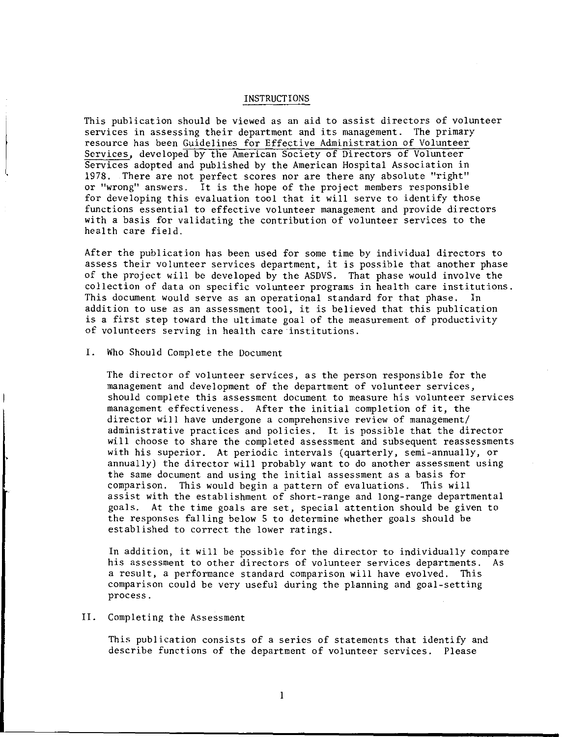## INSTRUCTIONS

This publication should be viewed as an aid to assist directors of volunteer services in assessing their department and its management. The primary resource has been Guidelines for Effective Administration of Volunteer Services, developed by the American Society of Directors of Volunteer Services adopted and published by the American Hospital Association in 1978. There are not perfect scores nor are there any absolute "right" or "wrong" answers. It is the hope of the project members responsible for developing this evaluation tool that it will serve to identify those functions essential to effective volunteer management and provide directors with a basis for validating the contribution of volunteer services to the health care field.

After the publication has been used for some time by individual directors to assess their volunteer services department, it is possible that another phase of the project will be developed by the ASDVS. That phase would involve the collection of data on specific volunteer programs in health care institutions. This document would serve as an operational standard for that phase. In addition to use as an assessment tool, it is believed that this publication is a first step toward the ultimate goal of the measurement of productivity of volunteers serving in health care institutions.

### I. Who Should Complete the Document

The director of volunteer services, as the person responsible for the management and development of the department of volunteer services, should complete this assessment document to measure his volunteer services management effectiveness. After the initial completion of it, the director will have undergone a comprehensive review of management/administrative practices and policies. It is possible that the director will choose to share the completed assessment and subsequent reassessments with his superior. At periodic intervals (quarterly, semi-annually, or annually) the director will probably want to do another assessment using the same document and using the initial assessment as a basis for comparison. This would begin a pattern of evaluations. This will assist with the establishment of short-range and long-range departmental goals. At the time goals are set, special attention should be given to the responses falling below 5 to determine whether goals should be established to correct the lower ratings.

In addition, it will be possible for the director to individually compare his assessment to other directors of volunteer services departments. As a result, a performance standard comparison will have evolved. This comparison could be very useful during the planning and goal-setting process.

### II. Completing the Assessment

This publication consists of a series of statements that identify and describe functions of the department of volunteer services. Please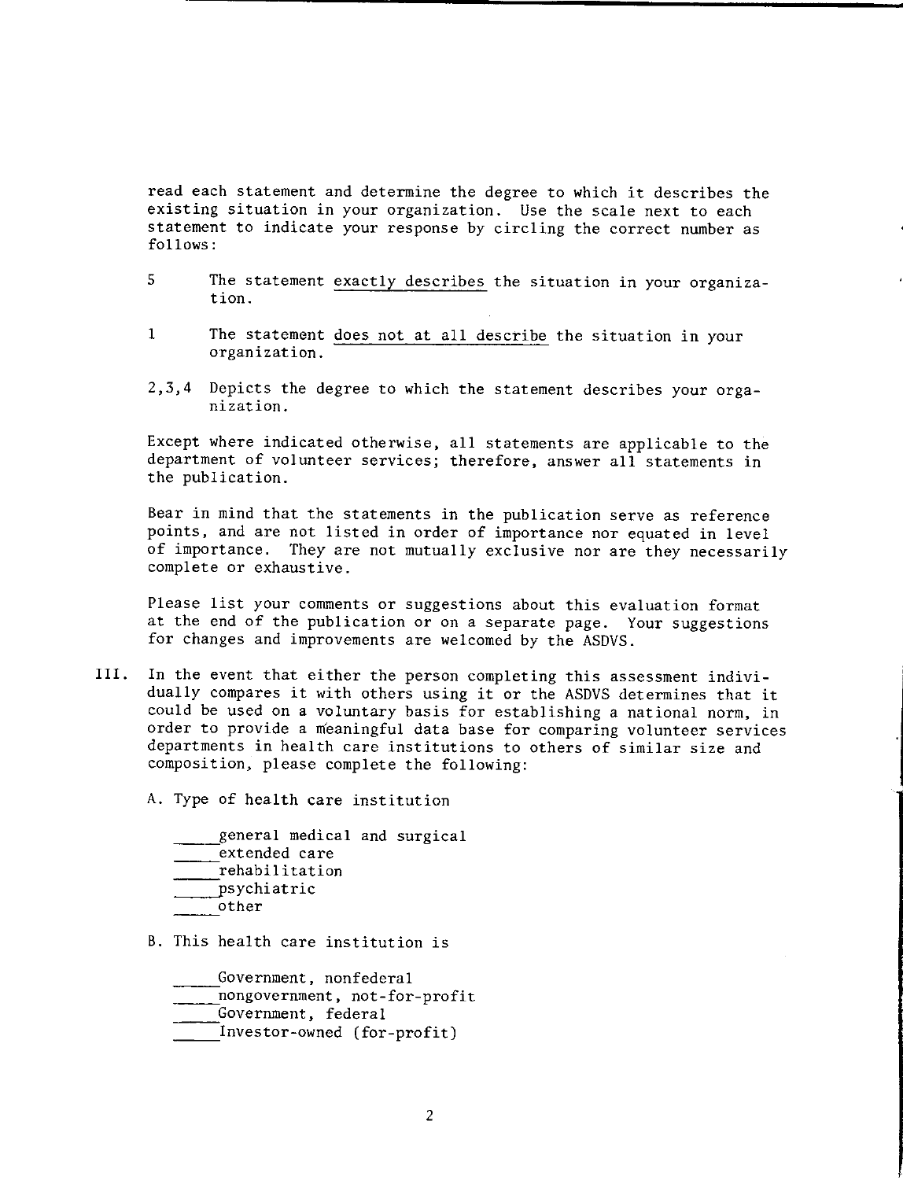read each statement and determine the degree to which it describes the existing situation in your organization. Use the scale next to each statement to indicate your response by circling the correct number as follows:

5 The statement <u>exactly describes</u> the situation in your organization.

1 The statement <u>does not at all describe</u> the situation in your organization.

2,3,4 Depicts the degree to which the statement describes your organization.

Except where indicated otherwise, all statements are applicable to the department of volunteer services; therefore, answer all statements in the publication.

Bear in mind that the statements in the publication serve as reference points, and are not listed in order of importance nor equated in level of importance. They are not mutually exclusive nor are they necessarily complete or exhaustive.

Please list your comments or suggestions about this evaluation format at the end of the publication or on a separate page. Your suggestions for changes and improvements are welcomed by the ASDVS.

III. In the event that either the person completing this assessment individually compares it with others using it or the ASDVS determines that it could be used on a voluntary basis for establishing a national norm, in order to provide a meaningful data base for comparing volunteer services departments in health care institutions to others of similar size and composition, please complete the following:

A. Type of health care institution

_____general medical and surgical
_____extended care
_____rehabilitation
_____psychiatric
_____other

B. This health care institution is

_____Government, nonfederal
_____nongovernment, not-for-profit
_____Government, federal
_____Investor-owned (for-profit)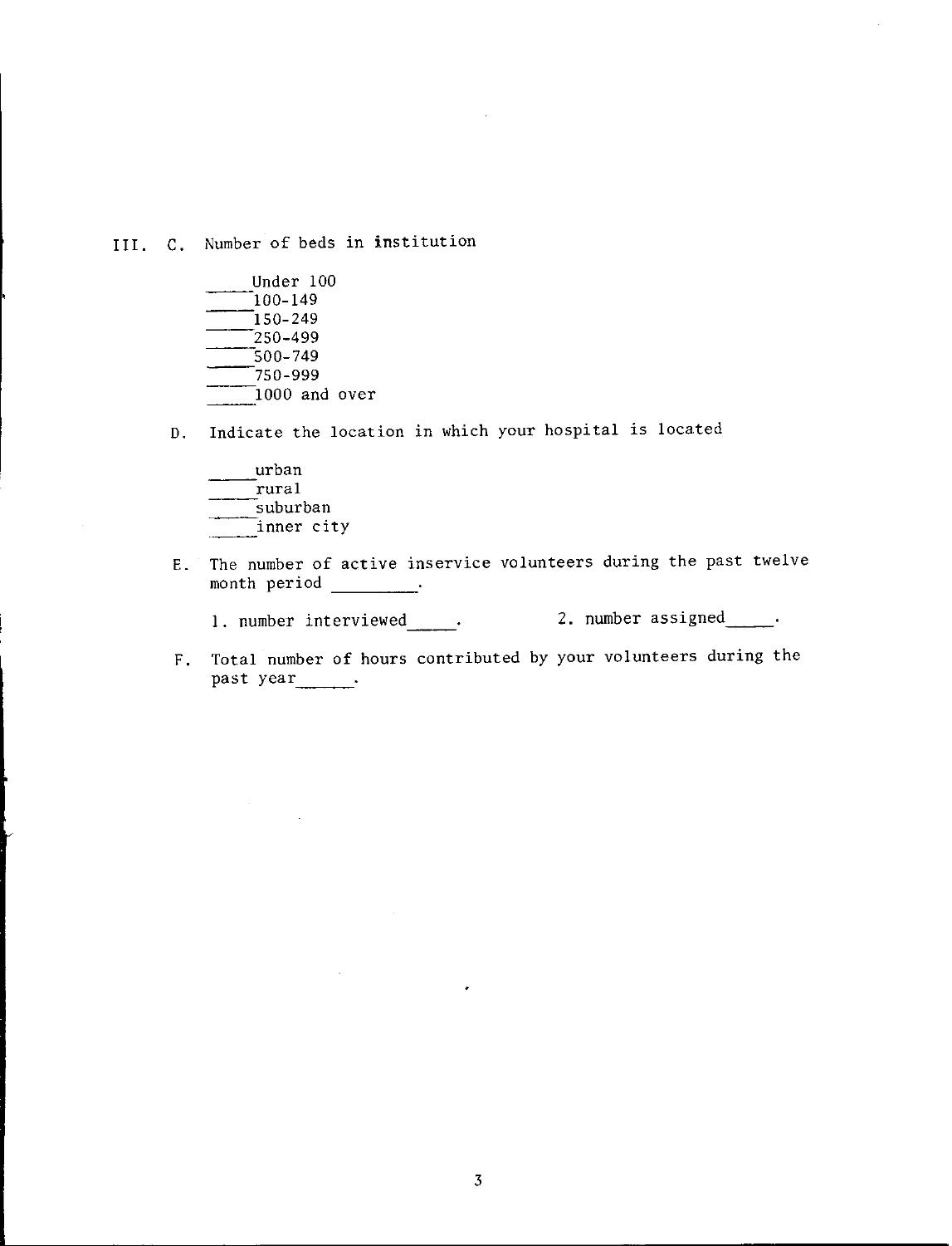III. C. Number of beds in institution

____Under 100
____100-149
____150-249
____250-499
____500-749
____750-999
____1000 and over

D. Indicate the location in which your hospital is located

____urban
____rural
____suburban
____inner city

E. The number of active inservice volunteers during the past twelve month period ________.

1. number interviewed_____.  2. number assigned_____.

F. Total number of hours contributed by your volunteers during the past year______.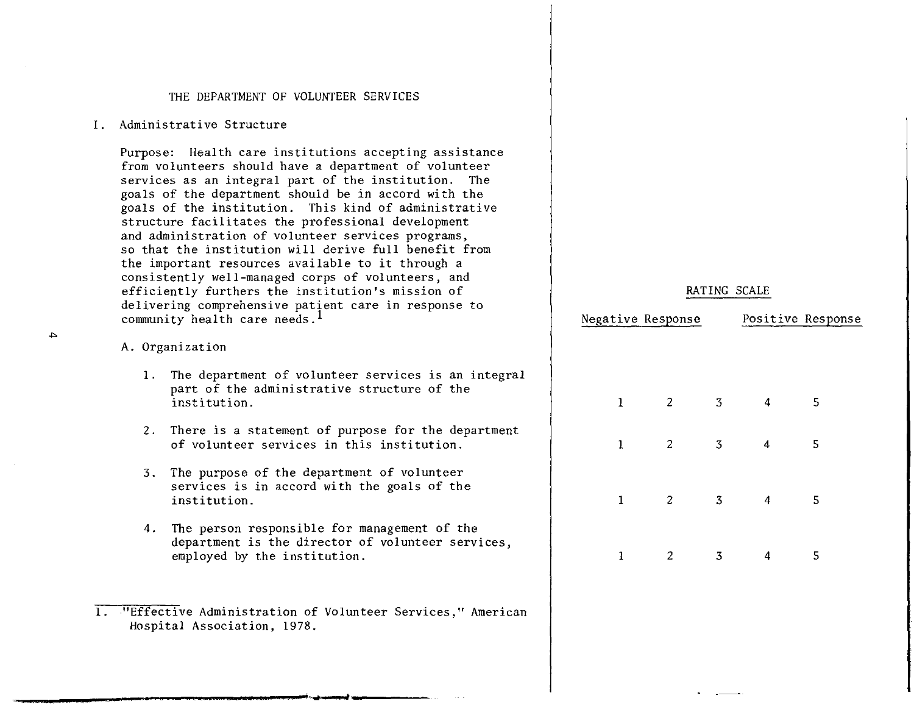## THE DEPARTMENT OF VOLUNTEER SERVICES

### I. Administrative Structure

Purpose: Health care institutions accepting assistance from volunteers should have a department of volunteer services as an integral part of the institution. The goals of the department should be in accord with the goals of the institution. This kind of administrative structure facilitates the professional development and administration of volunteer services programs, so that the institution will derive full benefit from the important resources available to it through a consistently well-managed corps of volunteers, and efficiently furthers the institution's mission of delivering comprehensive patient care in response to community health care needs.[1]

A. Organization

| Item | RATING SCALE | | | | |
|---|---|---|---|---|---|
| | Negative Response | | | | Positive Response |
| 1. The department of volunteer services is an integral part of the administrative structure of the institution. | 1 | 2 | 3 | 4 | 5 |
| 2. There is a statement of purpose for the department of volunteer services in this institution. | 1 | 2 | 3 | 4 | 5 |
| 3. The purpose of the department of volunteer services is in accord with the goals of the institution. | 1 | 2 | 3 | 4 | 5 |
| 4. The person responsible for management of the department is the director of volunteer services, employed by the institution. | 1 | 2 | 3 | 4 | 5 |

1. "Effective Administration of Volunteer Services," American Hospital Association, 1978.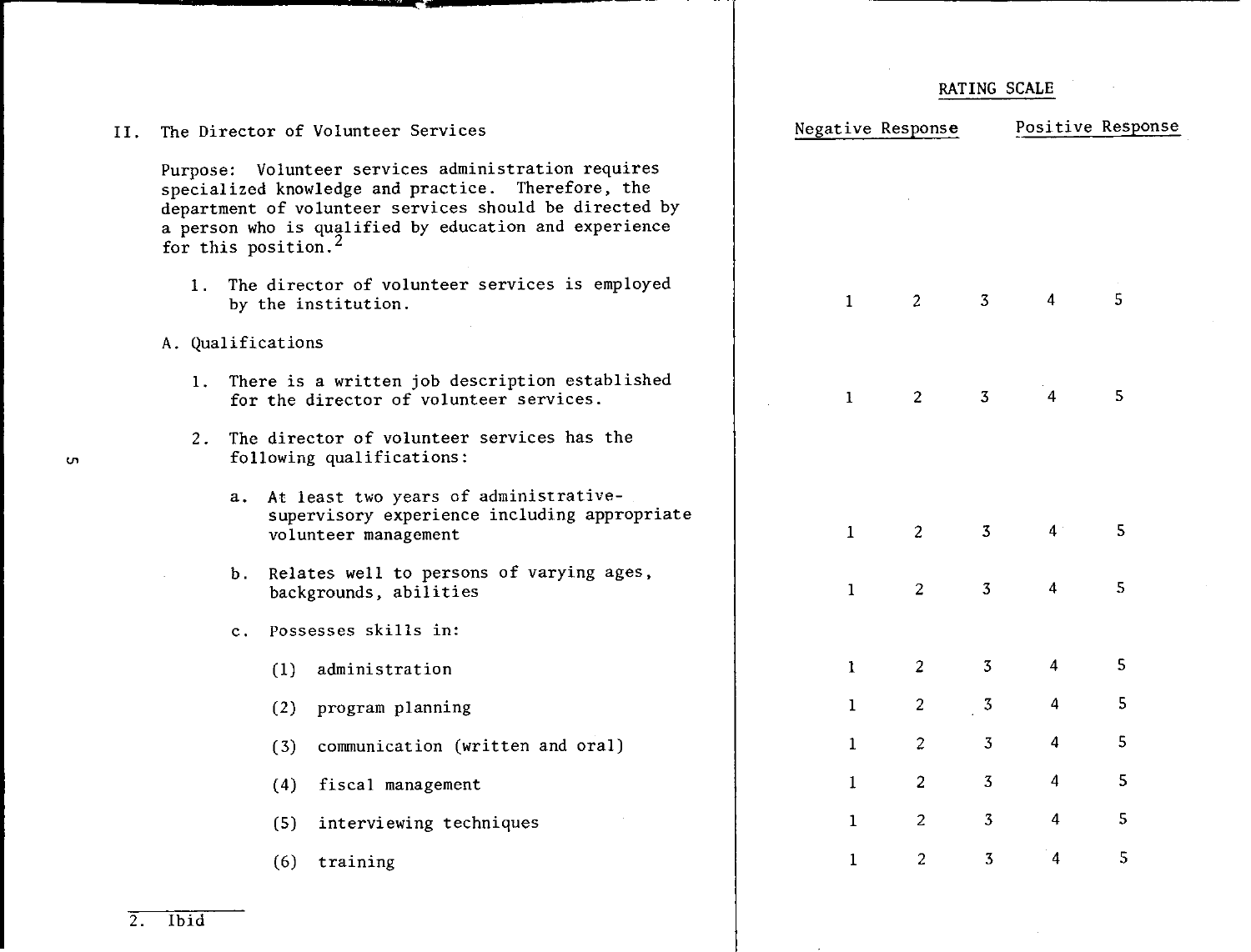## II. The Director of Volunteer Services

Purpose: Volunteer services administration requires specialized knowledge and practice. Therefore, the department of volunteer services should be directed by a person who is qualified by education and experience for this position.[2]

| | RATING SCALE | | | | |
|---|---|---|---|---|---|
| | Negative Response | | | | Positive Response |
| 1. The director of volunteer services is employed by the institution. | 1 | 2 | 3 | 4 | 5 |
| **A. Qualifications** | | | | | |
| 1. There is a written job description established for the director of volunteer services. | 1 | 2 | 3 | 4 | 5 |
| 2. The director of volunteer services has the following qualifications: | | | | | |
| a. At least two years of administrative-supervisory experience including appropriate volunteer management | 1 | 2 | 3 | 4 | 5 |
| b. Relates well to persons of varying ages, backgrounds, abilities | 1 | 2 | 3 | 4 | 5 |
| c. Possesses skills in: | | | | | |
| (1) administration | 1 | 2 | 3 | 4 | 5 |
| (2) program planning | 1 | 2 | 3 | 4 | 5 |
| (3) communication (written and oral) | 1 | 2 | 3 | 4 | 5 |
| (4) fiscal management | 1 | 2 | 3 | 4 | 5 |
| (5) interviewing techniques | 1 | 2 | 3 | 4 | 5 |
| (6) training | 1 | 2 | 3 | 4 | 5 |

2. Ibid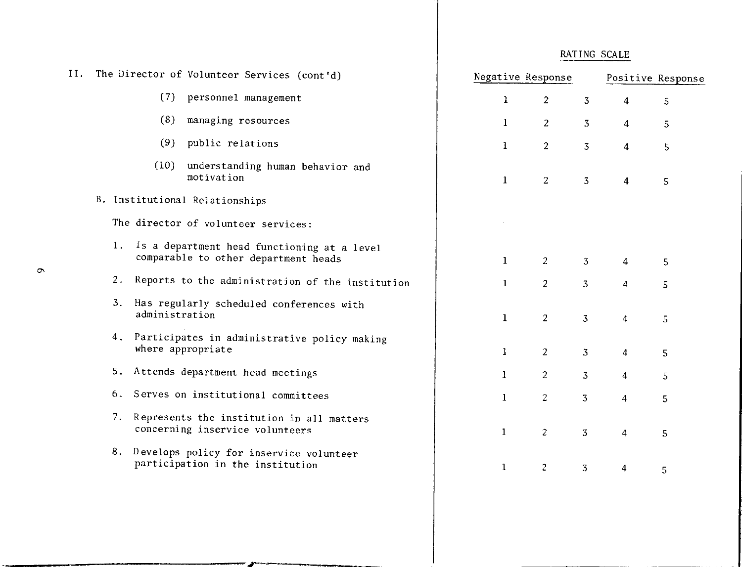## II. The Director of Volunteer Services (cont'd)

| | RATING SCALE | | | | |
|---|---|---|---|---|---|
| | Negative Response | | | Positive Response | |
| (7) personnel management | 1 | 2 | 3 | 4 | 5 |
| (8) managing resources | 1 | 2 | 3 | 4 | 5 |
| (9) public relations | 1 | 2 | 3 | 4 | 5 |
| (10) understanding human behavior and motivation | 1 | 2 | 3 | 4 | 5 |

### B. Institutional Relationships

The director of volunteer services:

| | RATING SCALE | | | | |
|---|---|---|---|---|---|
| | Negative Response | | | Positive Response | |
| 1. Is a department head functioning at a level comparable to other department heads | 1 | 2 | 3 | 4 | 5 |
| 2. Reports to the administration of the institution | 1 | 2 | 3 | 4 | 5 |
| 3. Has regularly scheduled conferences with administration | 1 | 2 | 3 | 4 | 5 |
| 4. Participates in administrative policy making where appropriate | 1 | 2 | 3 | 4 | 5 |
| 5. Attends department head meetings | 1 | 2 | 3 | 4 | 5 |
| 6. Serves on institutional committees | 1 | 2 | 3 | 4 | 5 |
| 7. Represents the institution in all matters concerning inservice volunteers | 1 | 2 | 3 | 4 | 5 |
| 8. Develops policy for inservice volunteer participation in the institution | 1 | 2 | 3 | 4 | 5 |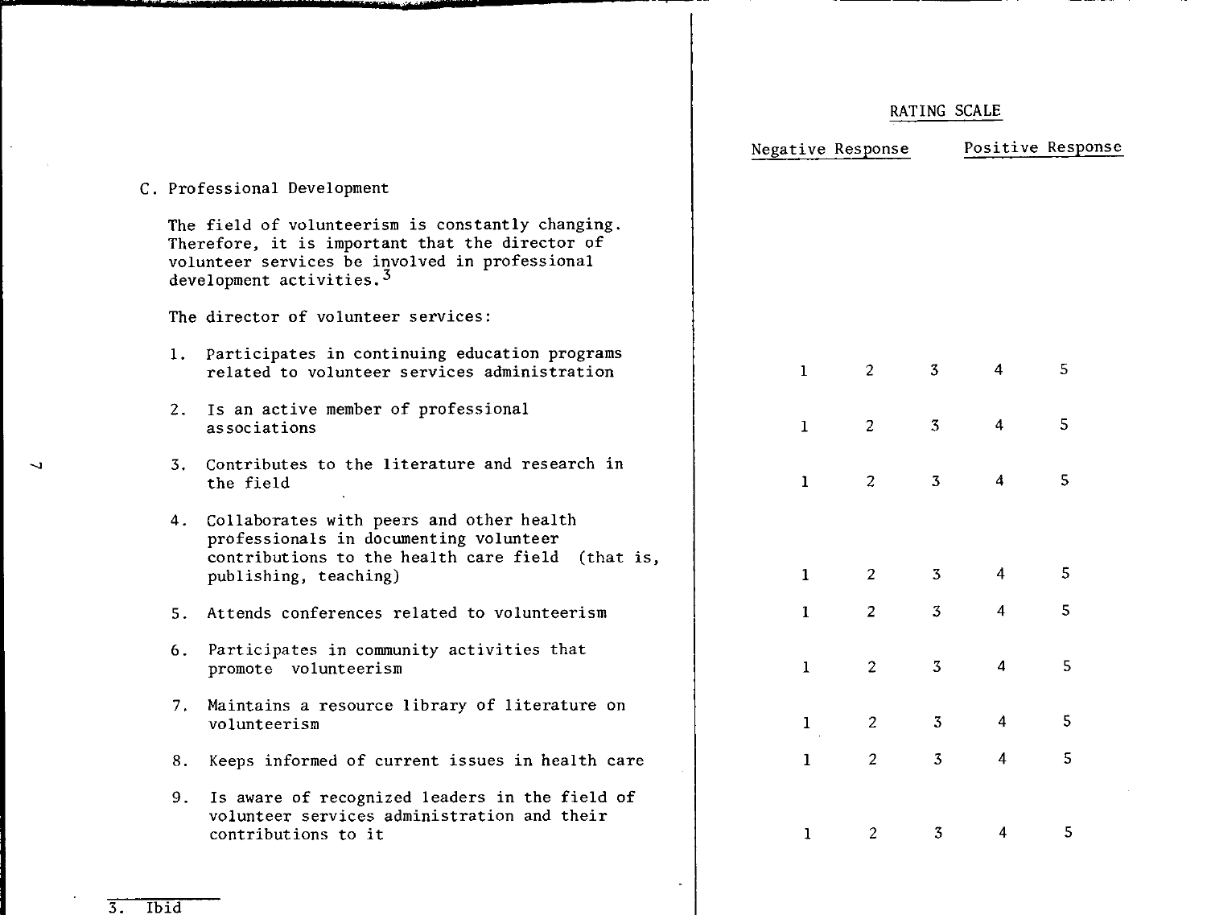| | RATING SCALE | | | | |
|---|---|---|---|---|---|
| | Negative Response | | | Positive Response | |
| **C. Professional Development** | | | | | |
| The field of volunteerism is constantly changing. Therefore, it is important that the director of volunteer services be involved in professional development activities.[3] | | | | | |
| The director of volunteer services: | | | | | |
| 1. Participates in continuing education programs related to volunteer services administration | 1 | 2 | 3 | 4 | 5 |
| 2. Is an active member of professional associations | 1 | 2 | 3 | 4 | 5 |
| 3. Contributes to the literature and research in the field | 1 | 2 | 3 | 4 | 5 |
| 4. Collaborates with peers and other health professionals in documenting volunteer contributions to the health care field (that is, publishing, teaching) | 1 | 2 | 3 | 4 | 5 |
| 5. Attends conferences related to volunteerism | 1 | 2 | 3 | 4 | 5 |
| 6. Participates in community activities that promote volunteerism | 1 | 2 | 3 | 4 | 5 |
| 7. Maintains a resource library of literature on volunteerism | 1 | 2 | 3 | 4 | 5 |
| 8. Keeps informed of current issues in health care | 1 | 2 | 3 | 4 | 5 |
| 9. Is aware of recognized leaders in the field of volunteer services administration and their contributions to it | 1 | 2 | 3 | 4 | 5 |

3. Ibid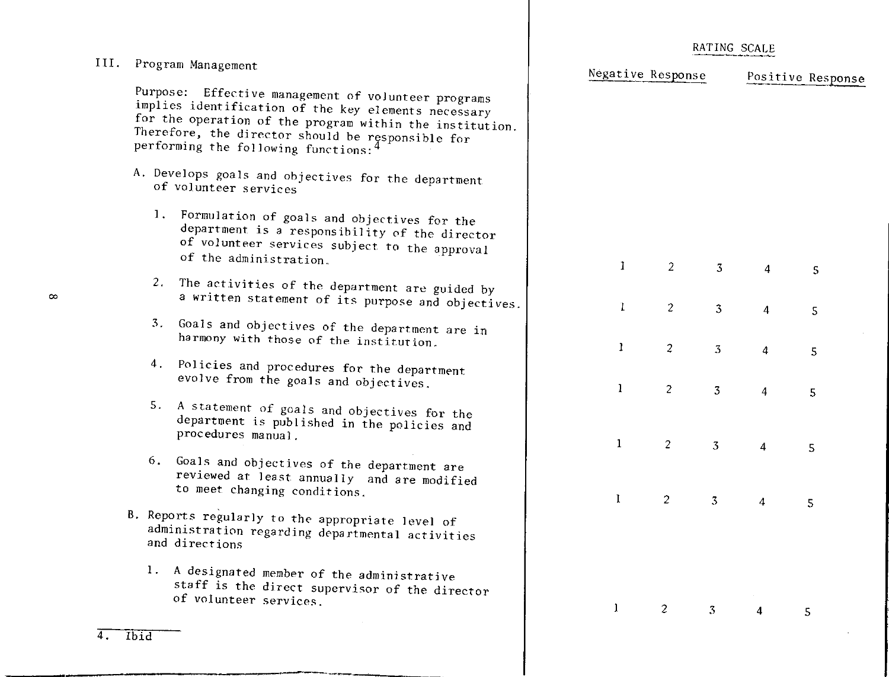## III. Program Management

Purpose: Effective management of volunteer programs implies identification of the key elements necessary for the operation of the program within the institution. Therefore, the director should be responsible for performing the following functions:[4]

| | RATING SCALE | | | | |
|---|---|---|---|---|---|
| | Negative Response | | | | Positive Response |
| **A. Develops goals and objectives for the department of volunteer services** | | | | | |
| 1. Formulation of goals and objectives for the department is a responsibility of the director of volunteer services subject to the approval of the administration. | 1 | 2 | 3 | 4 | 5 |
| 2. The activities of the department are guided by a written statement of its purpose and objectives. | 1 | 2 | 3 | 4 | 5 |
| 3. Goals and objectives of the department are in harmony with those of the institution. | 1 | 2 | 3 | 4 | 5 |
| 4. Policies and procedures for the department evolve from the goals and objectives. | 1 | 2 | 3 | 4 | 5 |
| 5. A statement of goals and objectives for the department is published in the policies and procedures manual. | 1 | 2 | 3 | 4 | 5 |
| 6. Goals and objectives of the department are reviewed at least annually and are modified to meet changing conditions. | 1 | 2 | 3 | 4 | 5 |
| **B. Reports regularly to the appropriate level of administration regarding departmental activities and directions** | | | | | |
| 1. A designated member of the administrative staff is the direct supervisor of the director of volunteer services. | 1 | 2 | 3 | 4 | 5 |

4. Ibid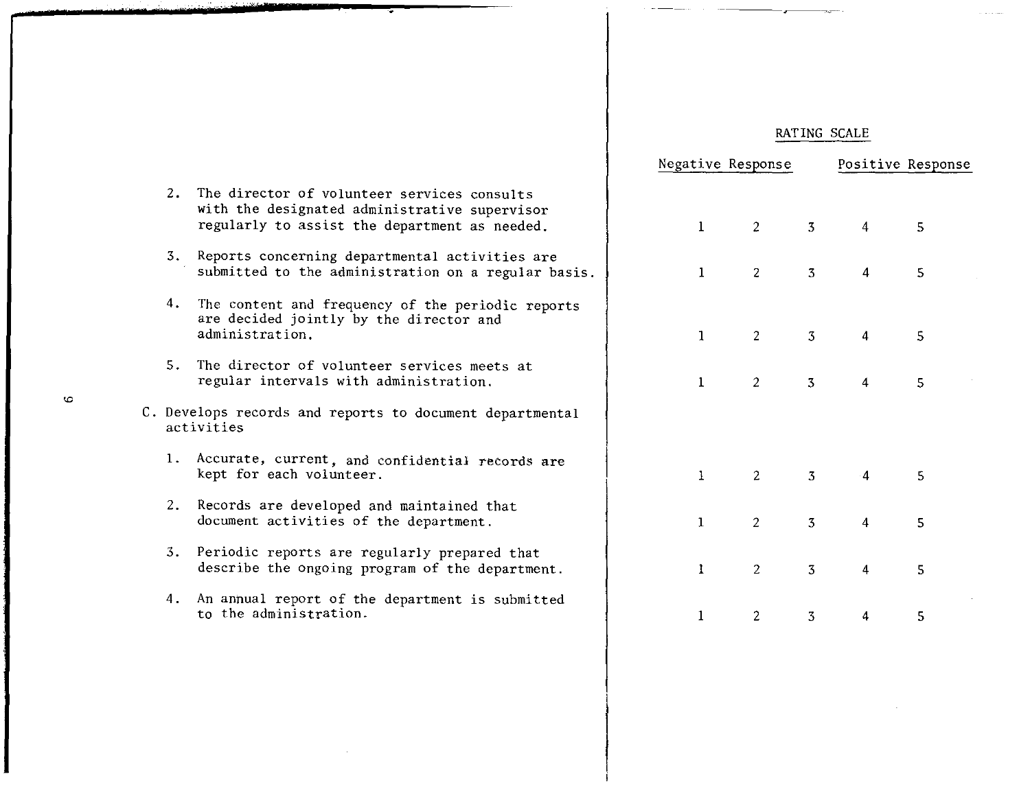| | RATING SCALE | | | | |
|---|---|---|---|---|---|
| | Negative Response | | | Positive Response | |
| 2. The director of volunteer services consults with the designated administrative supervisor regularly to assist the department as needed. | 1 | 2 | 3 | 4 | 5 |
| 3. Reports concerning departmental activities are submitted to the administration on a regular basis. | 1 | 2 | 3 | 4 | 5 |
| 4. The content and frequency of the periodic reports are decided jointly by the director and administration. | 1 | 2 | 3 | 4 | 5 |
| 5. The director of volunteer services meets at regular intervals with administration. | 1 | 2 | 3 | 4 | 5 |
| C. Develops records and reports to document departmental activities | | | | | |
| 1. Accurate, current, and confidential records are kept for each volunteer. | 1 | 2 | 3 | 4 | 5 |
| 2. Records are developed and maintained that document activities of the department. | 1 | 2 | 3 | 4 | 5 |
| 3. Periodic reports are regularly prepared that describe the ongoing program of the department. | 1 | 2 | 3 | 4 | 5 |
| 4. An annual report of the department is submitted to the administration. | 1 | 2 | 3 | 4 | 5 |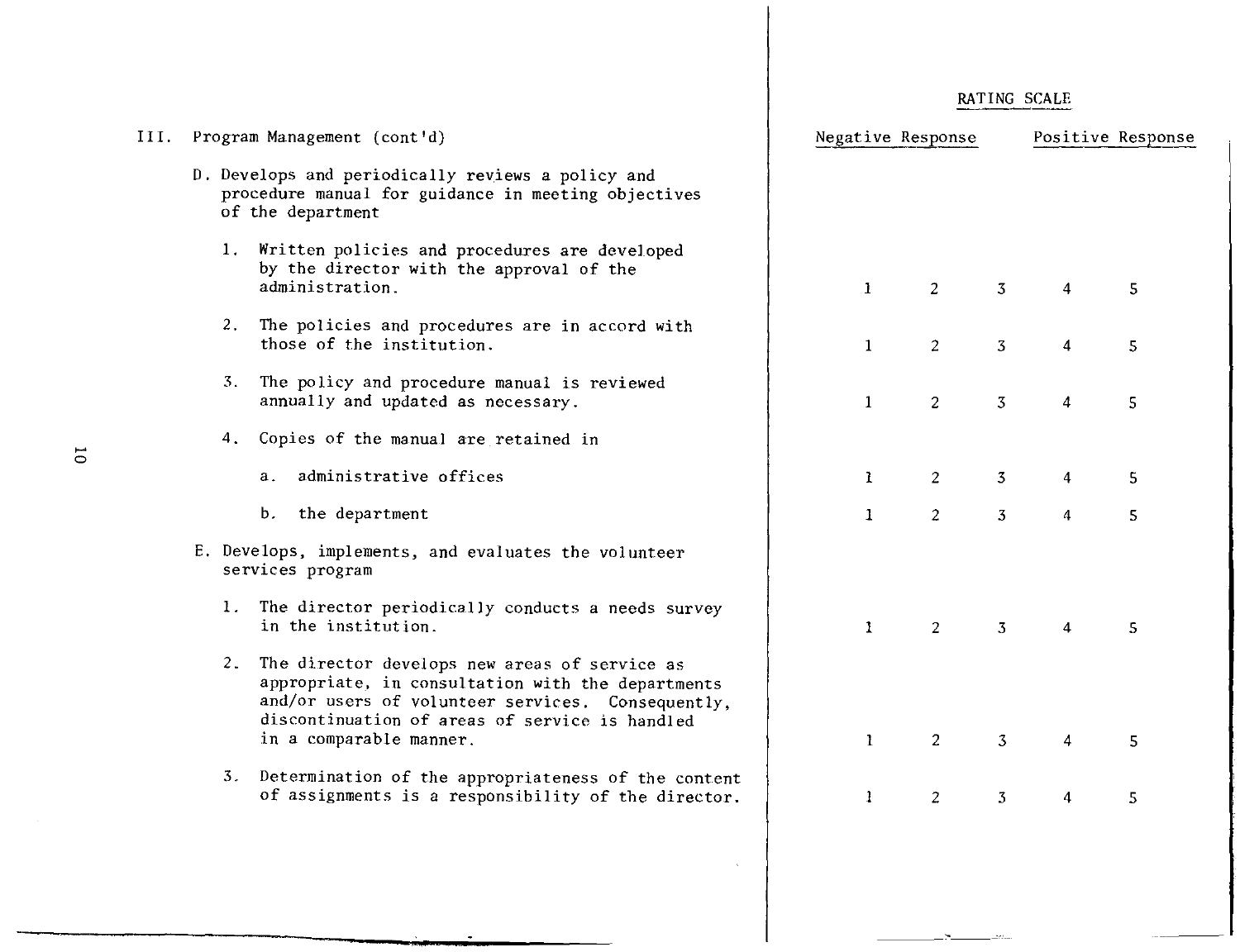## III. Program Management (cont'd)

| | RATING SCALE | | | | |
|---|---|---|---|---|---|
| | Negative Response | | | Positive Response | |
| **D. Develops and periodically reviews a policy and procedure manual for guidance in meeting objectives of the department** | | | | | |
| 1. Written policies and procedures are developed by the director with the approval of the administration. | 1 | 2 | 3 | 4 | 5 |
| 2. The policies and procedures are in accord with those of the institution. | 1 | 2 | 3 | 4 | 5 |
| 3. The policy and procedure manual is reviewed annually and updated as necessary. | 1 | 2 | 3 | 4 | 5 |
| 4. Copies of the manual are retained in | | | | | |
| a. administrative offices | 1 | 2 | 3 | 4 | 5 |
| b. the department | 1 | 2 | 3 | 4 | 5 |
| **E. Develops, implements, and evaluates the volunteer services program** | | | | | |
| 1. The director periodically conducts a needs survey in the institution. | 1 | 2 | 3 | 4 | 5 |
| 2. The director develops new areas of service as appropriate, in consultation with the departments and/or users of volunteer services. Consequently, discontinuation of areas of service is handled in a comparable manner. | 1 | 2 | 3 | 4 | 5 |
| 3. Determination of the appropriateness of the content of assignments is a responsibility of the director. | 1 | 2 | 3 | 4 | 5 |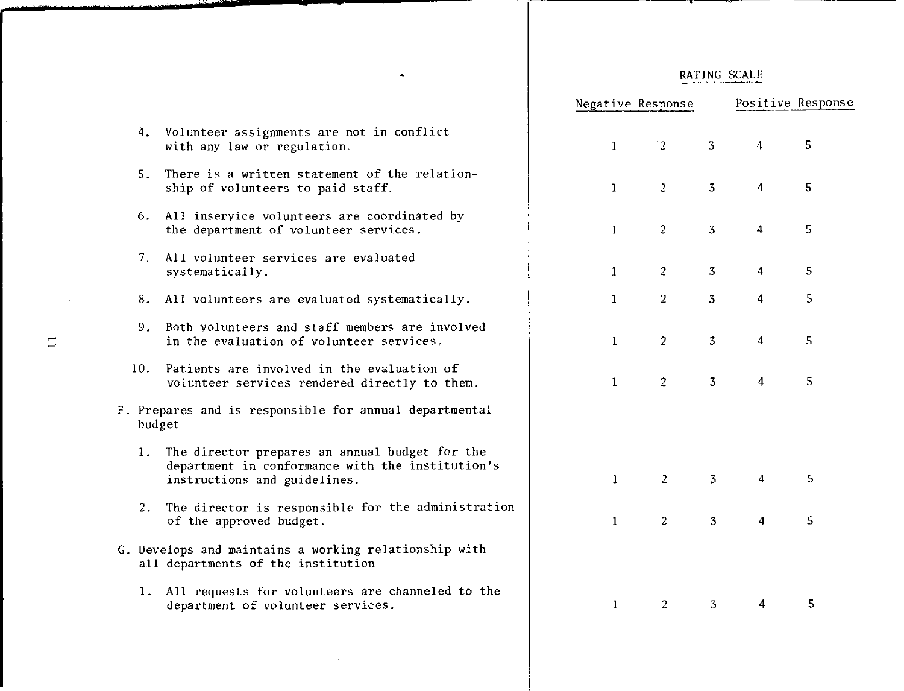| | RATING SCALE | | | | |
|---|---|---|---|---|---|
| | Negative Response | | | Positive Response | |
| 4. Volunteer assignments are not in conflict with any law or regulation. | 1 | 2 | 3 | 4 | 5 |
| 5. There is a written statement of the relationship of volunteers to paid staff. | 1 | 2 | 3 | 4 | 5 |
| 6. All inservice volunteers are coordinated by the department of volunteer services. | 1 | 2 | 3 | 4 | 5 |
| 7. All volunteer services are evaluated systematically. | 1 | 2 | 3 | 4 | 5 |
| 8. All volunteers are evaluated systematically. | 1 | 2 | 3 | 4 | 5 |
| 9. Both volunteers and staff members are involved in the evaluation of volunteer services. | 1 | 2 | 3 | 4 | 5 |
| 10. Patients are involved in the evaluation of volunteer services rendered directly to them. | 1 | 2 | 3 | 4 | 5 |
| **F. Prepares and is responsible for annual departmental budget** | | | | | |
| 1. The director prepares an annual budget for the department in conformance with the institution's instructions and guidelines. | 1 | 2 | 3 | 4 | 5 |
| 2. The director is responsible for the administration of the approved budget. | 1 | 2 | 3 | 4 | 5 |
| **G. Develops and maintains a working relationship with all departments of the institution** | | | | | |
| 1. All requests for volunteers are channeled to the department of volunteer services. | 1 | 2 | 3 | 4 | 5 |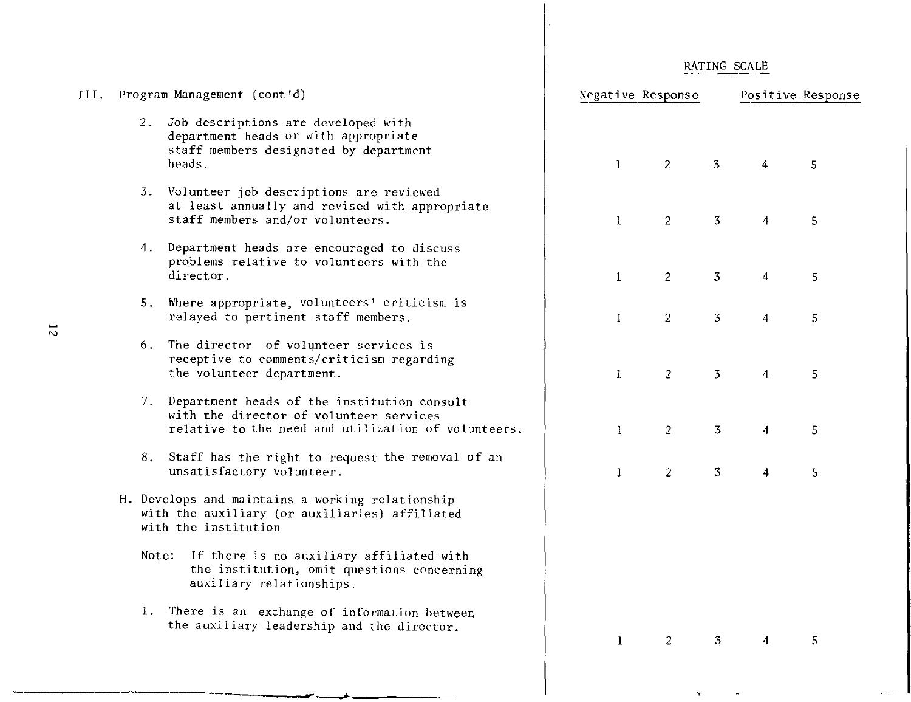| III. Program Management (cont'd) | RATING SCALE | | | | |
|---|---|---|---|---|---|
| | Negative Response | | | | Positive Response |
| 2. Job descriptions are developed with department heads or with appropriate staff members designated by department heads. | 1 | 2 | 3 | 4 | 5 |
| 3. Volunteer job descriptions are reviewed at least annually and revised with appropriate staff members and/or volunteers. | 1 | 2 | 3 | 4 | 5 |
| 4. Department heads are encouraged to discuss problems relative to volunteers with the director. | 1 | 2 | 3 | 4 | 5 |
| 5. Where appropriate, volunteers' criticism is relayed to pertinent staff members. | 1 | 2 | 3 | 4 | 5 |
| 6. The director of volunteer services is receptive to comments/criticism regarding the volunteer department. | 1 | 2 | 3 | 4 | 5 |
| 7. Department heads of the institution consult with the director of volunteer services relative to the need and utilization of volunteers. | 1 | 2 | 3 | 4 | 5 |
| 8. Staff has the right to request the removal of an unsatisfactory volunteer. | 1 | 2 | 3 | 4 | 5 |
| H. Develops and maintains a working relationship with the auxiliary (or auxiliaries) affiliated with the institution | | | | | |
| Note: If there is no auxiliary affiliated with the institution, omit questions concerning auxiliary relationships. | | | | | |
| 1. There is an exchange of information between the auxiliary leadership and the director. | 1 | 2 | 3 | 4 | 5 |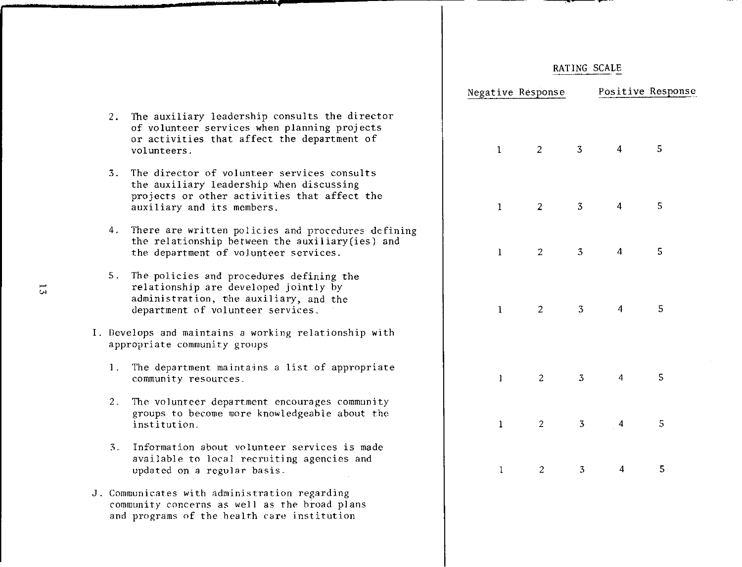| | RATING SCALE | | | | |
|---|---|---|---|---|---|
| | Negative Response | | | Positive Response | |
| 2. The auxiliary leadership consults the director of volunteer services when planning projects or activities that affect the department of volunteers. | 1 | 2 | 3 | 4 | 5 |
| 3. The director of volunteer services consults the auxiliary leadership when discussing projects or other activities that affect the auxiliary and its members. | 1 | 2 | 3 | 4 | 5 |
| 4. There are written policies and procedures defining the relationship between the auxiliary(ies) and the department of volunteer services. | 1 | 2 | 3 | 4 | 5 |
| 5. The policies and procedures defining the relationship are developed jointly by administration, the auxiliary, and the department of volunteer services. | 1 | 2 | 3 | 4 | 5 |
| **I. Develops and maintains a working relationship with appropriate community groups** | | | | | |
| 1. The department maintains a list of appropriate community resources. | 1 | 2 | 3 | 4 | 5 |
| 2. The volunteer department encourages community groups to become more knowledgeable about the institution. | 1 | 2 | 3 | 4 | 5 |
| 3. Information about volunteer services is made available to local recruiting agencies and updated on a regular basis. | 1 | 2 | 3 | 4 | 5 |
| **J. Communicates with administration regarding community concerns as well as the broad plans and programs of the health care institution** | | | | | |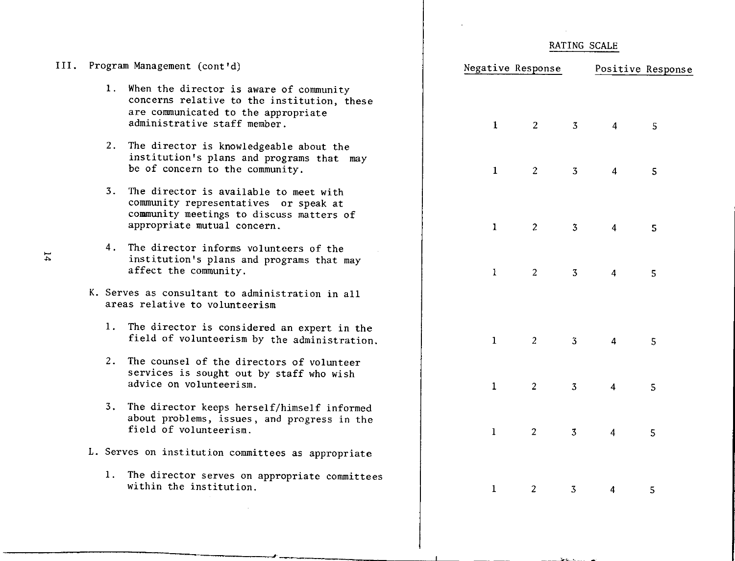| III. Program Management (cont'd) | RATING SCALE | | | | |
|---|---|---|---|---|---|
| | Negative Response | | | | Positive Response |
| 1. When the director is aware of community concerns relative to the institution, these are communicated to the appropriate administrative staff member. | 1 | 2 | 3 | 4 | 5 |
| 2. The director is knowledgeable about the institution's plans and programs that may be of concern to the community. | 1 | 2 | 3 | 4 | 5 |
| 3. The director is available to meet with community representatives or speak at community meetings to discuss matters of appropriate mutual concern. | 1 | 2 | 3 | 4 | 5 |
| 4. The director informs volunteers of the institution's plans and programs that may affect the community. | 1 | 2 | 3 | 4 | 5 |
| K. Serves as consultant to administration in all areas relative to volunteerism | | | | | |
| 1. The director is considered an expert in the field of volunteerism by the administration. | 1 | 2 | 3 | 4 | 5 |
| 2. The counsel of the directors of volunteer services is sought out by staff who wish advice on volunteerism. | 1 | 2 | 3 | 4 | 5 |
| 3. The director keeps herself/himself informed about problems, issues, and progress in the field of volunteerism. | 1 | 2 | 3 | 4 | 5 |
| L. Serves on institution committees as appropriate | | | | | |
| 1. The director serves on appropriate committees within the institution. | 1 | 2 | 3 | 4 | 5 |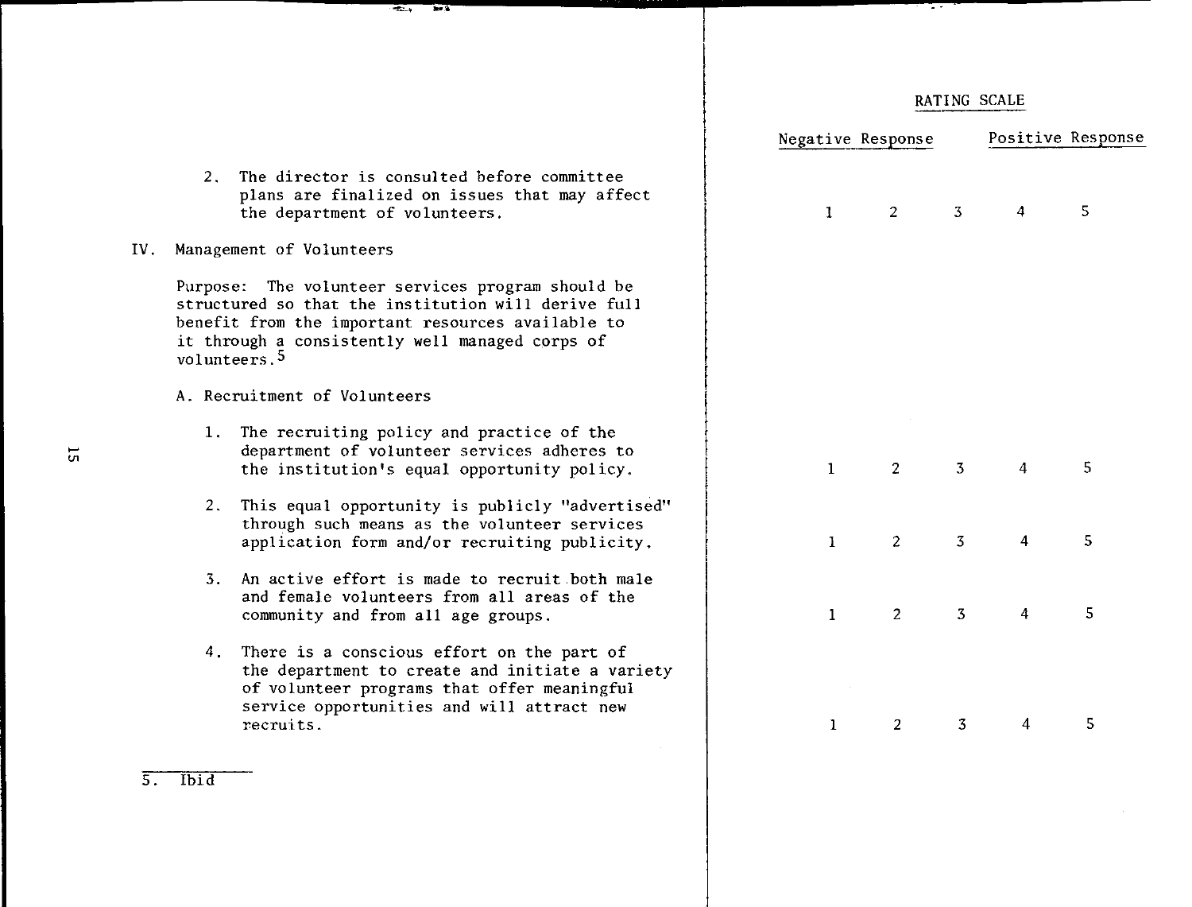| | RATING SCALE | | | | |
|---|---|---|---|---|---|
| | Negative Response | | | Positive Response | |
| 2. The director is consulted before committee plans are finalized on issues that may affect the department of volunteers. | 1 | 2 | 3 | 4 | 5 |

## IV. Management of Volunteers

Purpose: The volunteer services program should be structured so that the institution will derive full benefit from the important resources available to it through a consistently well managed corps of volunteers.[5]

### A. Recruitment of Volunteers

| | Negative Response | | | Positive Response | |
|---|---|---|---|---|---|
| 1. The recruiting policy and practice of the department of volunteer services adheres to the institution's equal opportunity policy. | 1 | 2 | 3 | 4 | 5 |
| 2. This equal opportunity is publicly "advertised" through such means as the volunteer services application form and/or recruiting publicity. | 1 | 2 | 3 | 4 | 5 |
| 3. An active effort is made to recruit both male and female volunteers from all areas of the community and from all age groups. | 1 | 2 | 3 | 4 | 5 |
| 4. There is a conscious effort on the part of the department to create and initiate a variety of volunteer programs that offer meaningful service opportunities and will attract new recruits. | 1 | 2 | 3 | 4 | 5 |

5. Ibid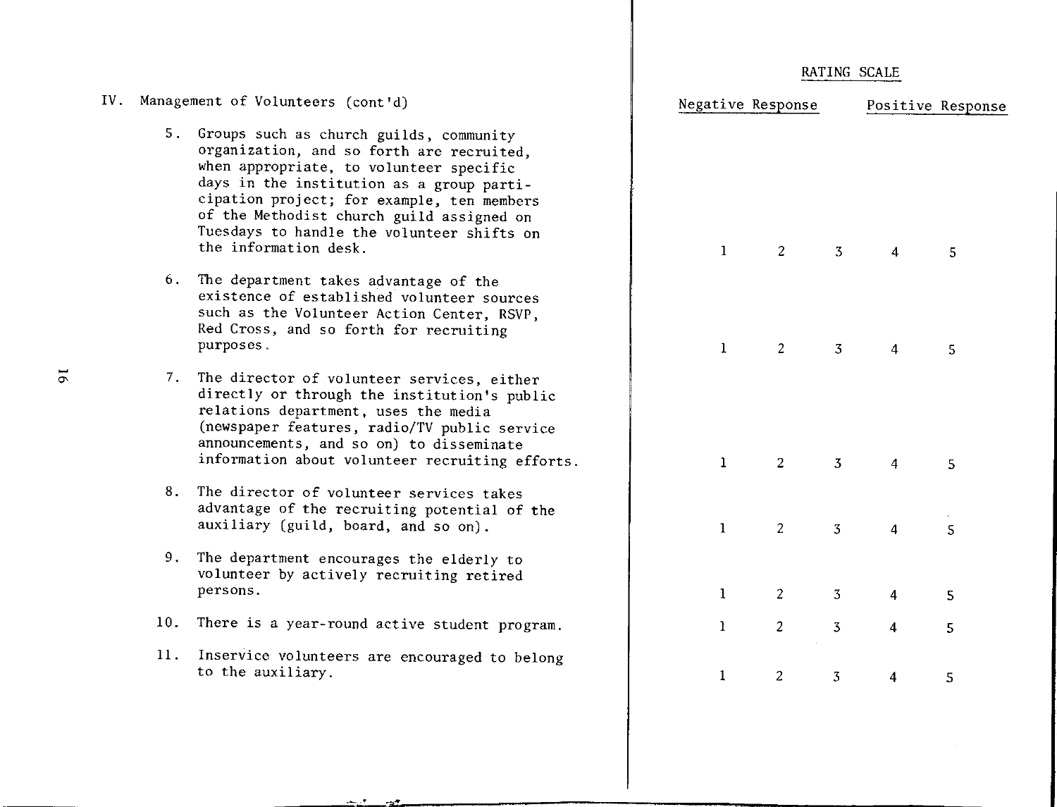IV. Management of Volunteers (cont'd)

| | RATING SCALE | | | | |
|---|---|---|---|---|---|
| | Negative Response | | | | Positive Response |
| 5. Groups such as church guilds, community organization, and so forth are recruited, when appropriate, to volunteer specific days in the institution as a group participation project; for example, ten members of the Methodist church guild assigned on Tuesdays to handle the volunteer shifts on the information desk. | 1 | 2 | 3 | 4 | 5 |
| 6. The department takes advantage of the existence of established volunteer sources such as the Volunteer Action Center, RSVP, Red Cross, and so forth for recruiting purposes. | 1 | 2 | 3 | 4 | 5 |
| 7. The director of volunteer services, either directly or through the institution's public relations department, uses the media (newspaper features, radio/TV public service announcements, and so on) to disseminate information about volunteer recruiting efforts. | 1 | 2 | 3 | 4 | 5 |
| 8. The director of volunteer services takes advantage of the recruiting potential of the auxiliary (guild, board, and so on). | 1 | 2 | 3 | 4 | 5 |
| 9. The department encourages the elderly to volunteer by actively recruiting retired persons. | 1 | 2 | 3 | 4 | 5 |
| 10. There is a year-round active student program. | 1 | 2 | 3 | 4 | 5 |
| 11. Inservice volunteers are encouraged to belong to the auxiliary. | 1 | 2 | 3 | 4 | 5 |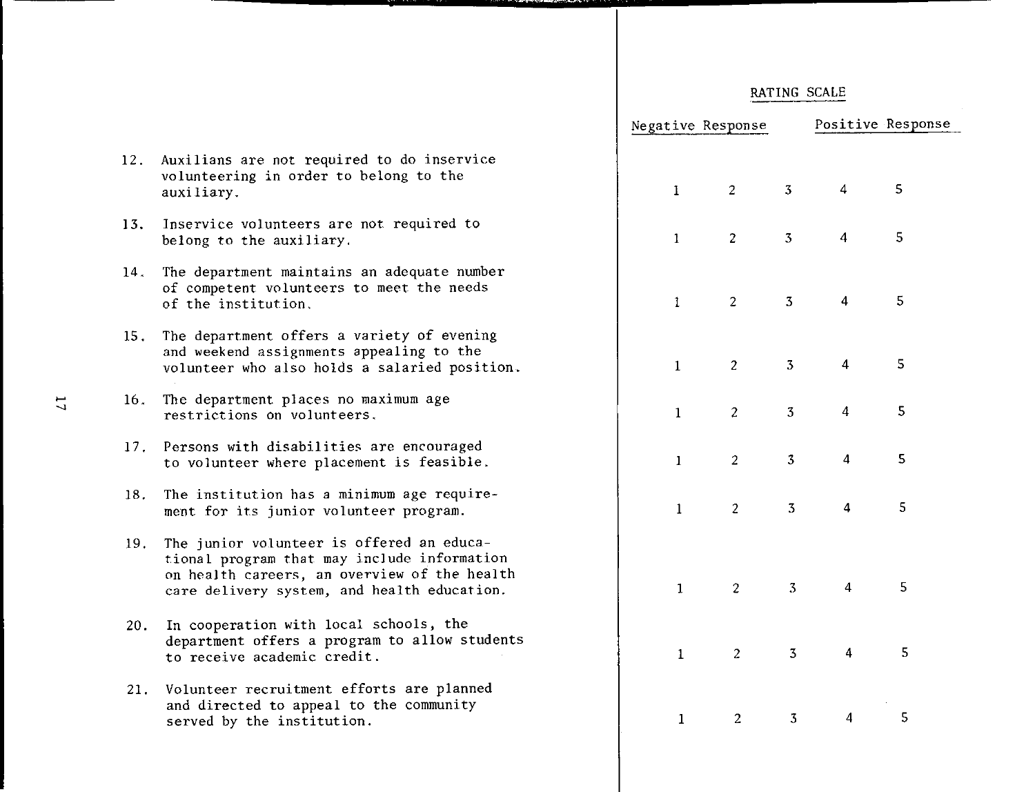| | RATING SCALE | | | | |
|---|---|---|---|---|---|
| | Negative Response | | | Positive Response | |
| 12. Auxilians are not required to do inservice volunteering in order to belong to the auxiliary. | 1 | 2 | 3 | 4 | 5 |
| 13. Inservice volunteers are not required to belong to the auxiliary. | 1 | 2 | 3 | 4 | 5 |
| 14. The department maintains an adequate number of competent volunteers to meet the needs of the institution. | 1 | 2 | 3 | 4 | 5 |
| 15. The department offers a variety of evening and weekend assignments appealing to the volunteer who also holds a salaried position. | 1 | 2 | 3 | 4 | 5 |
| 16. The department places no maximum age restrictions on volunteers. | 1 | 2 | 3 | 4 | 5 |
| 17. Persons with disabilities are encouraged to volunteer where placement is feasible. | 1 | 2 | 3 | 4 | 5 |
| 18. The institution has a minimum age requirement for its junior volunteer program. | 1 | 2 | 3 | 4 | 5 |
| 19. The junior volunteer is offered an educational program that may include information on health careers, an overview of the health care delivery system, and health education. | 1 | 2 | 3 | 4 | 5 |
| 20. In cooperation with local schools, the department offers a program to allow students to receive academic credit. | 1 | 2 | 3 | 4 | 5 |
| 21. Volunteer recruitment efforts are planned and directed to appeal to the community served by the institution. | 1 | 2 | 3 | 4 | 5 |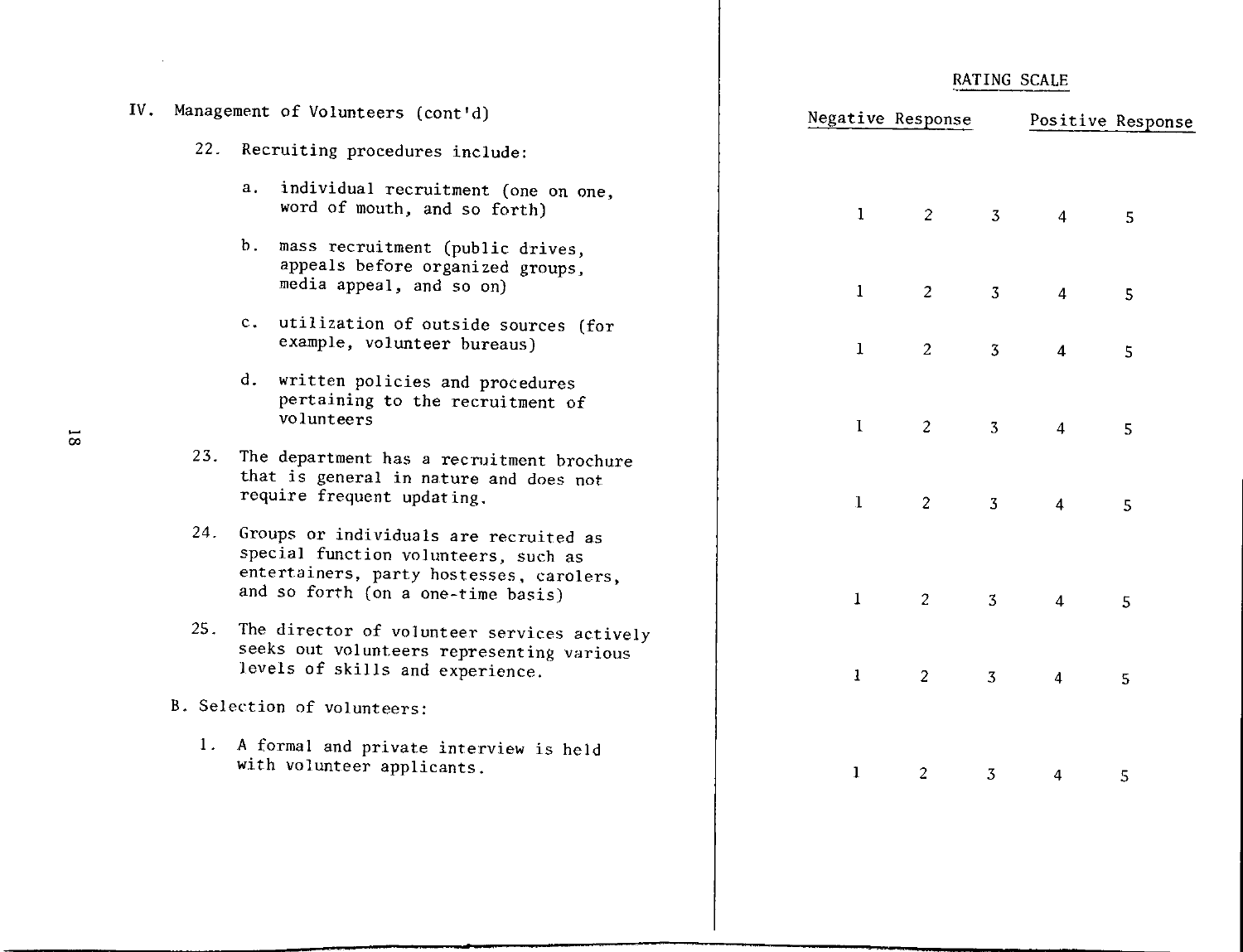| IV. Management of Volunteers (cont'd) | RATING SCALE | | | | |
|---|---|---|---|---|---|
| | Negative Response | | | | Positive Response |
| 22. Recruiting procedures include: | | | | | |
| a. individual recruitment (one on one, word of mouth, and so forth) | 1 | 2 | 3 | 4 | 5 |
| b. mass recruitment (public drives, appeals before organized groups, media appeal, and so on) | 1 | 2 | 3 | 4 | 5 |
| c. utilization of outside sources (for example, volunteer bureaus) | 1 | 2 | 3 | 4 | 5 |
| d. written policies and procedures pertaining to the recruitment of volunteers | 1 | 2 | 3 | 4 | 5 |
| 23. The department has a recruitment brochure that is general in nature and does not require frequent updating. | 1 | 2 | 3 | 4 | 5 |
| 24. Groups or individuals are recruited as special function volunteers, such as entertainers, party hostesses, carolers, and so forth (on a one-time basis) | 1 | 2 | 3 | 4 | 5 |
| 25. The director of volunteer services actively seeks out volunteers representing various levels of skills and experience. | 1 | 2 | 3 | 4 | 5 |
| B. Selection of volunteers: | | | | | |
| 1. A formal and private interview is held with volunteer applicants. | 1 | 2 | 3 | 4 | 5 |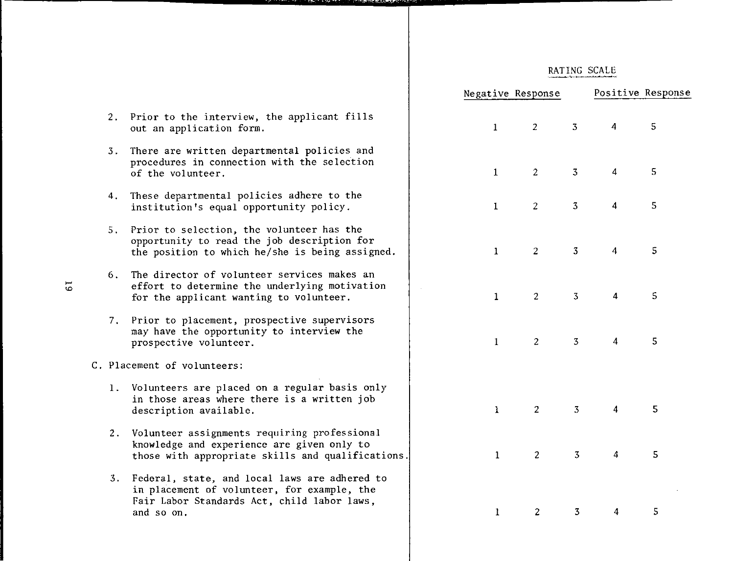| | RATING SCALE | | | | |
|---|---|---|---|---|---|
| | Negative Response | | | Positive Response | |
| 2. Prior to the interview, the applicant fills out an application form. | 1 | 2 | 3 | 4 | 5 |
| 3. There are written departmental policies and procedures in connection with the selection of the volunteer. | 1 | 2 | 3 | 4 | 5 |
| 4. These departmental policies adhere to the institution's equal opportunity policy. | 1 | 2 | 3 | 4 | 5 |
| 5. Prior to selection, the volunteer has the opportunity to read the job description for the position to which he/she is being assigned. | 1 | 2 | 3 | 4 | 5 |
| 6. The director of volunteer services makes an effort to determine the underlying motivation for the applicant wanting to volunteer. | 1 | 2 | 3 | 4 | 5 |
| 7. Prior to placement, prospective supervisors may have the opportunity to interview the prospective volunteer. | 1 | 2 | 3 | 4 | 5 |
| C. Placement of volunteers: | | | | | |
| 1. Volunteers are placed on a regular basis only in those areas where there is a written job description available. | 1 | 2 | 3 | 4 | 5 |
| 2. Volunteer assignments requiring professional knowledge and experience are given only to those with appropriate skills and qualifications. | 1 | 2 | 3 | 4 | 5 |
| 3. Federal, state, and local laws are adhered to in placement of volunteer, for example, the Fair Labor Standards Act, child labor laws, and so on. | 1 | 2 | 3 | 4 | 5 |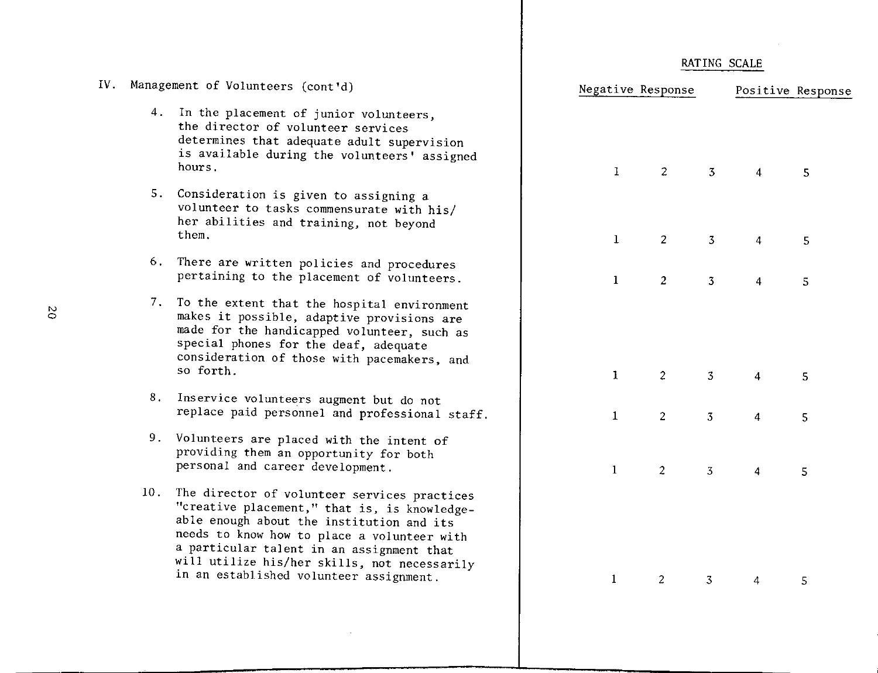## IV. Management of Volunteers (cont'd)

| | RATING SCALE | | | | |
|---|---|---|---|---|---|
| | Negative Response | | | Positive Response | |
| 4. In the placement of junior volunteers, the director of volunteer services determines that adequate adult supervision is available during the volunteers' assigned hours. | 1 | 2 | 3 | 4 | 5 |
| 5. Consideration is given to assigning a volunteer to tasks commensurate with his/her abilities and training, not beyond them. | 1 | 2 | 3 | 4 | 5 |
| 6. There are written policies and procedures pertaining to the placement of volunteers. | 1 | 2 | 3 | 4 | 5 |
| 7. To the extent that the hospital environment makes it possible, adaptive provisions are made for the handicapped volunteer, such as special phones for the deaf, adequate consideration of those with pacemakers, and so forth. | 1 | 2 | 3 | 4 | 5 |
| 8. Inservice volunteers augment but do not replace paid personnel and professional staff. | 1 | 2 | 3 | 4 | 5 |
| 9. Volunteers are placed with the intent of providing them an opportunity for both personal and career development. | 1 | 2 | 3 | 4 | 5 |
| 10. The director of volunteer services practices "creative placement," that is, is knowledgeable enough about the institution and its needs to know how to place a volunteer with a particular talent in an assignment that will utilize his/her skills, not necessarily in an established volunteer assignment. | 1 | 2 | 3 | 4 | 5 |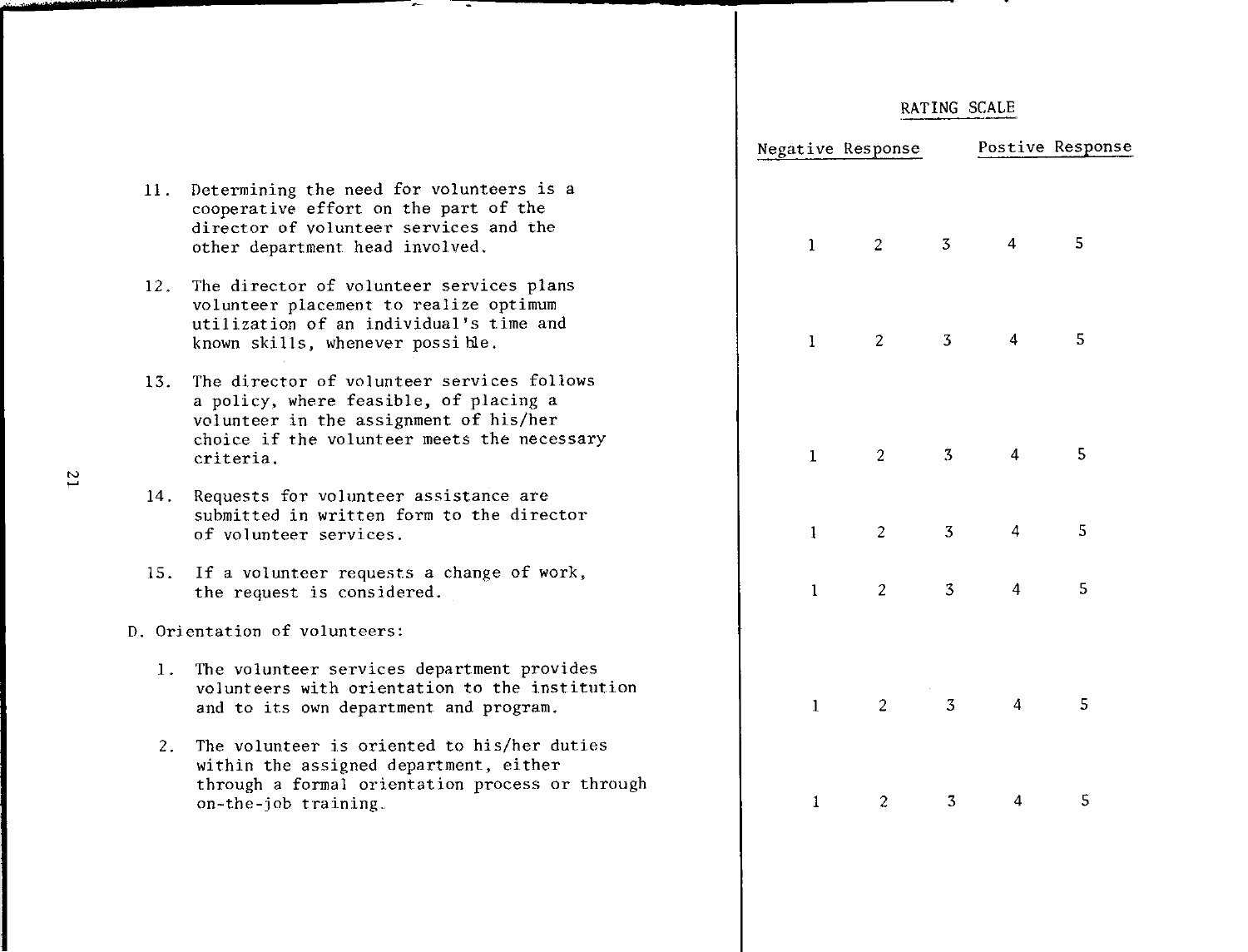| | RATING SCALE | | | | |
|---|---|---|---|---|---|
| | Negative Response | | | Postive Response | |
| 11. Determining the need for volunteers is a cooperative effort on the part of the director of volunteer services and the other department head involved. | 1 | 2 | 3 | 4 | 5 |
| 12. The director of volunteer services plans volunteer placement to realize optimum utilization of an individual's time and known skills, whenever possible. | 1 | 2 | 3 | 4 | 5 |
| 13. The director of volunteer services follows a policy, where feasible, of placing a volunteer in the assignment of his/her choice if the volunteer meets the necessary criteria. | 1 | 2 | 3 | 4 | 5 |
| 14. Requests for volunteer assistance are submitted in written form to the director of volunteer services. | 1 | 2 | 3 | 4 | 5 |
| 15. If a volunteer requests a change of work, the request is considered. | 1 | 2 | 3 | 4 | 5 |
| **D. Orientation of volunteers:** | | | | | |
| 1. The volunteer services department provides volunteers with orientation to the institution and to its own department and program. | 1 | 2 | 3 | 4 | 5 |
| 2. The volunteer is oriented to his/her duties within the assigned department, either through a formal orientation process or through on-the-job training. | 1 | 2 | 3 | 4 | 5 |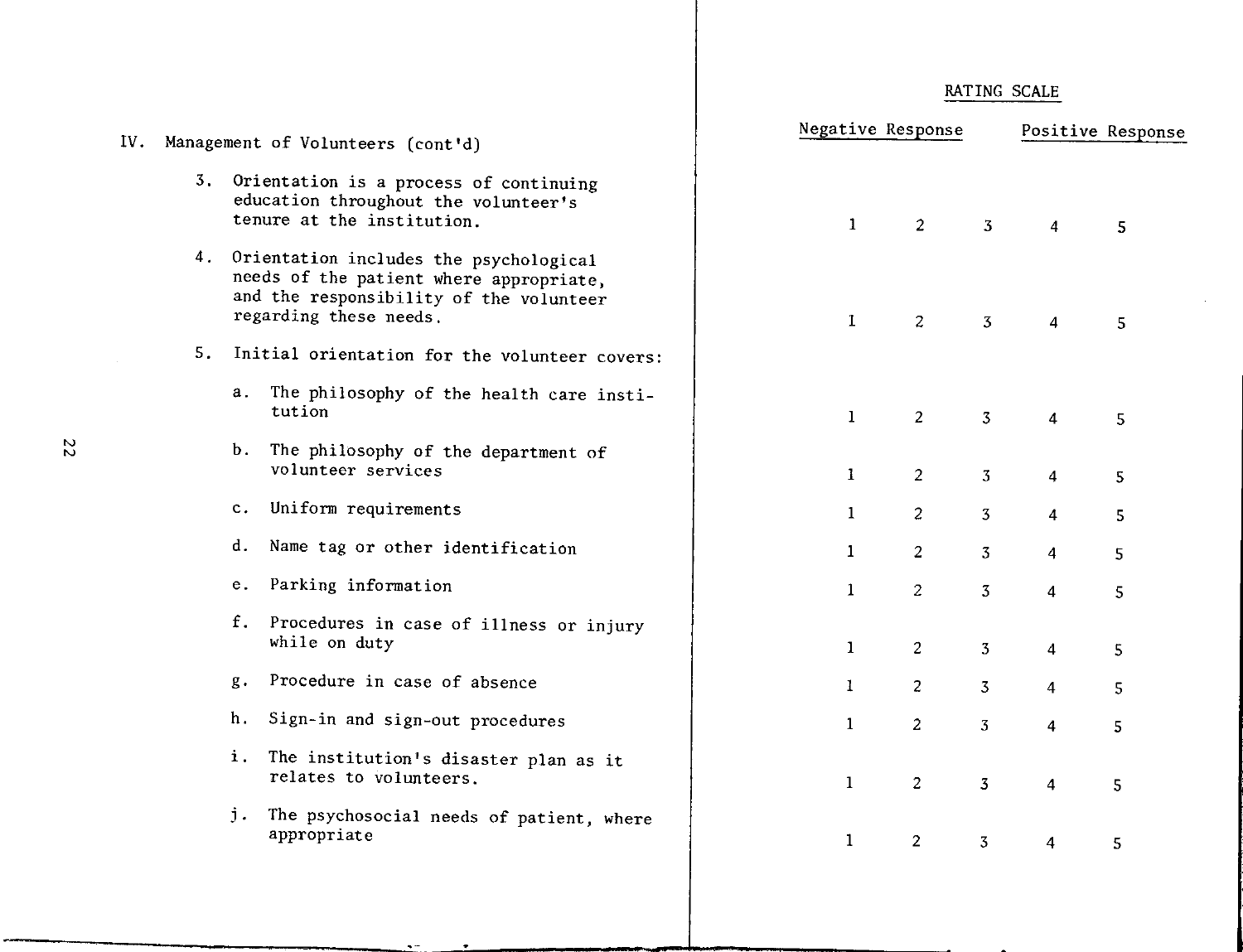| IV. Management of Volunteers (cont'd) | RATING SCALE | | | | |
|---|---|---|---|---|---|
| | Negative Response | | | | Positive Response |
| 3. Orientation is a process of continuing education throughout the volunteer's tenure at the institution. | 1 | 2 | 3 | 4 | 5 |
| 4. Orientation includes the psychological needs of the patient where appropriate, and the responsibility of the volunteer regarding these needs. | 1 | 2 | 3 | 4 | 5 |
| 5. Initial orientation for the volunteer covers: | | | | | |
| a. The philosophy of the health care institution | 1 | 2 | 3 | 4 | 5 |
| b. The philosophy of the department of volunteer services | 1 | 2 | 3 | 4 | 5 |
| c. Uniform requirements | 1 | 2 | 3 | 4 | 5 |
| d. Name tag or other identification | 1 | 2 | 3 | 4 | 5 |
| e. Parking information | 1 | 2 | 3 | 4 | 5 |
| f. Procedures in case of illness or injury while on duty | 1 | 2 | 3 | 4 | 5 |
| g. Procedure in case of absence | 1 | 2 | 3 | 4 | 5 |
| h. Sign-in and sign-out procedures | 1 | 2 | 3 | 4 | 5 |
| i. The institution's disaster plan as it relates to volunteers. | 1 | 2 | 3 | 4 | 5 |
| j. The psychosocial needs of patient, where appropriate | 1 | 2 | 3 | 4 | 5 |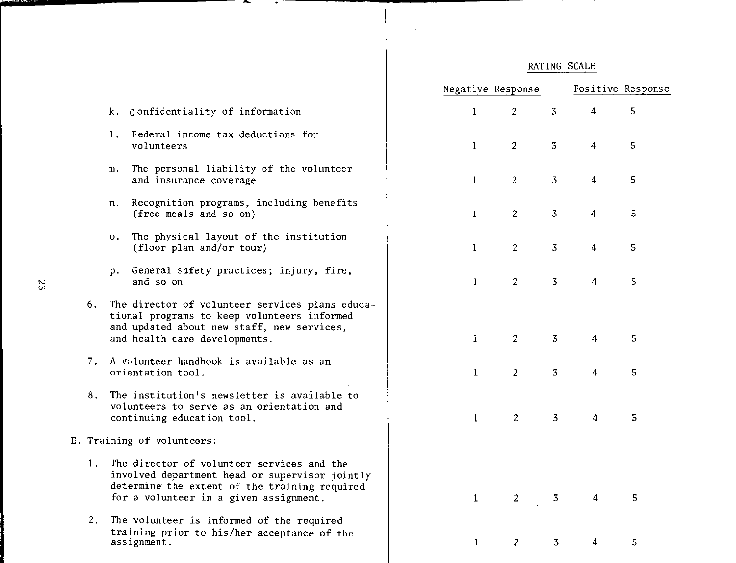| | RATING SCALE | | | | |
|---|---|---|---|---|---|
| | Negative Response | | | Positive Response | |
| k. Confidentiality of information | 1 | 2 | 3 | 4 | 5 |
| l. Federal income tax deductions for volunteers | 1 | 2 | 3 | 4 | 5 |
| m. The personal liability of the volunteer and insurance coverage | 1 | 2 | 3 | 4 | 5 |
| n. Recognition programs, including benefits (free meals and so on) | 1 | 2 | 3 | 4 | 5 |
| o. The physical layout of the institution (floor plan and/or tour) | 1 | 2 | 3 | 4 | 5 |
| p. General safety practices; injury, fire, and so on | 1 | 2 | 3 | 4 | 5 |
| 6. The director of volunteer services plans educational programs to keep volunteers informed and updated about new staff, new services, and health care developments. | 1 | 2 | 3 | 4 | 5 |
| 7. A volunteer handbook is available as an orientation tool. | 1 | 2 | 3 | 4 | 5 |
| 8. The institution's newsletter is available to volunteers to serve as an orientation and continuing education tool. | 1 | 2 | 3 | 4 | 5 |
| E. Training of volunteers: | | | | | |
| 1. The director of volunteer services and the involved department head or supervisor jointly determine the extent of the training required for a volunteer in a given assignment. | 1 | 2 | 3 | 4 | 5 |
| 2. The volunteer is informed of the required training prior to his/her acceptance of the assignment. | 1 | 2 | 3 | 4 | 5 |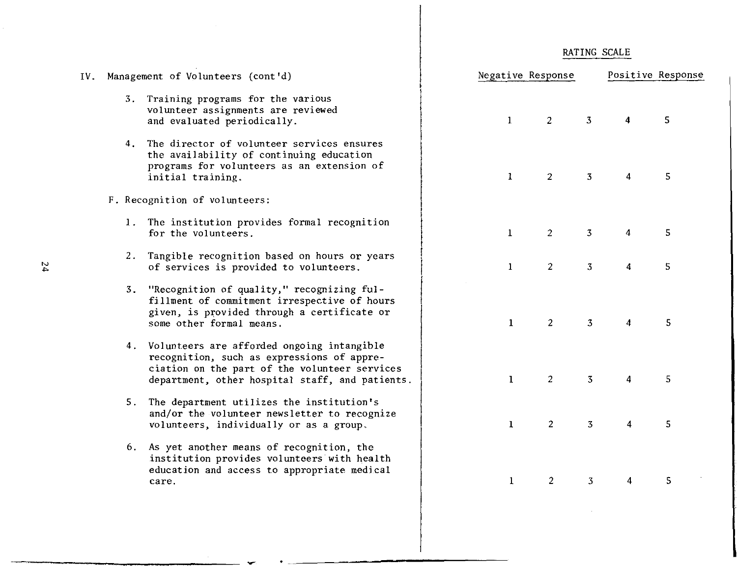| IV. Management of Volunteers (cont'd) | RATING SCALE | | | | |
|---|---|---|---|---|---|
| | Negative Response | | | Positive Response | |
| 3. Training programs for the various volunteer assignments are reviewed and evaluated periodically. | 1 | 2 | 3 | 4 | 5 |
| 4. The director of volunteer services ensures the availability of continuing education programs for volunteers as an extension of initial training. | 1 | 2 | 3 | 4 | 5 |
| F. Recognition of volunteers: | | | | | |
| 1. The institution provides formal recognition for the volunteers. | 1 | 2 | 3 | 4 | 5 |
| 2. Tangible recognition based on hours or years of services is provided to volunteers. | 1 | 2 | 3 | 4 | 5 |
| 3. "Recognition of quality," recognizing fulfillment of commitment irrespective of hours given, is provided through a certificate or some other formal means. | 1 | 2 | 3 | 4 | 5 |
| 4. Volunteers are afforded ongoing intangible recognition, such as expressions of appreciation on the part of the volunteer services department, other hospital staff, and patients. | 1 | 2 | 3 | 4 | 5 |
| 5. The department utilizes the institution's and/or the volunteer newsletter to recognize volunteers, individually or as a group. | 1 | 2 | 3 | 4 | 5 |
| 6. As yet another means of recognition, the institution provides volunteers with health education and access to appropriate medical care. | 1 | 2 | 3 | 4 | 5 |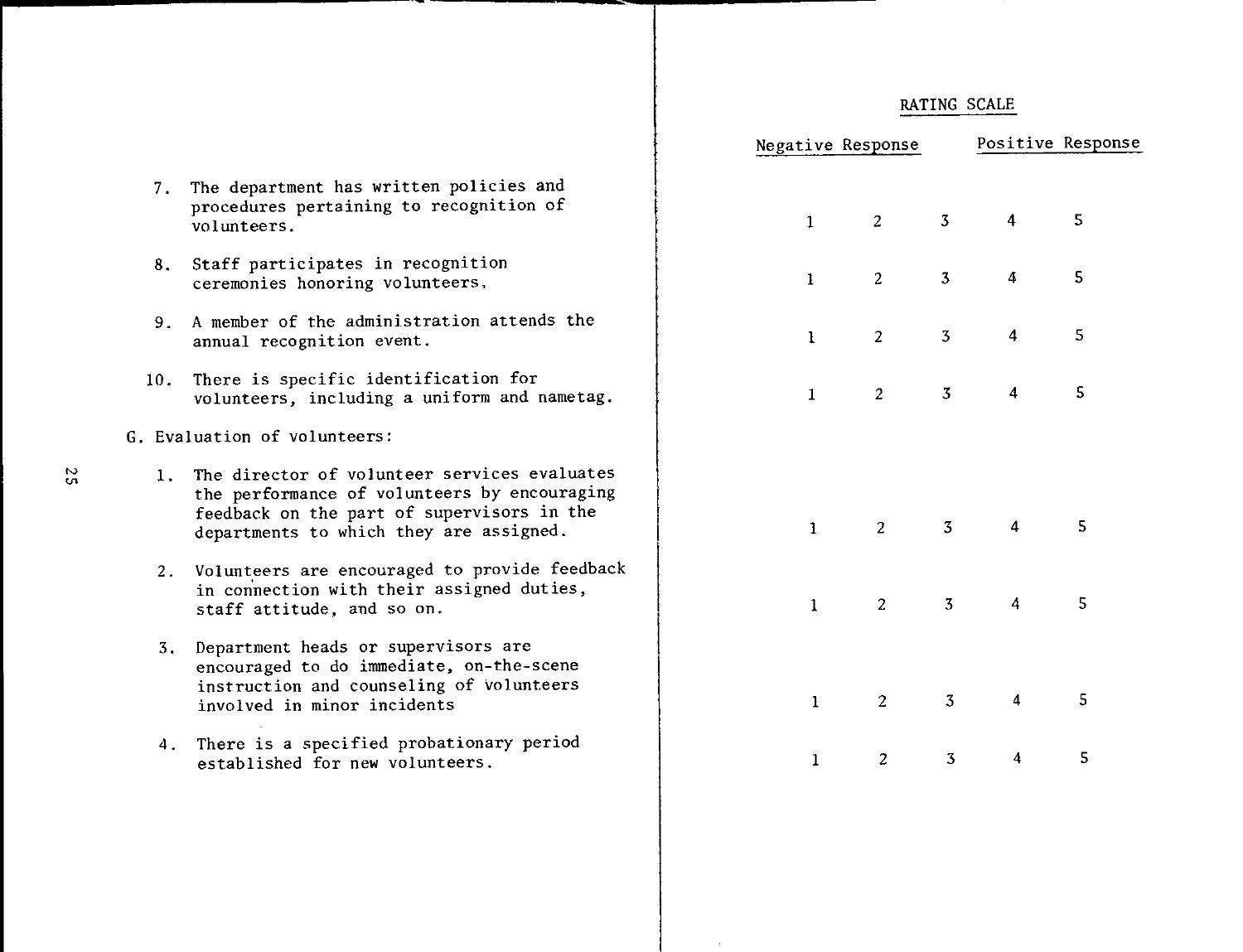| | RATING SCALE | | | | |
|---|---|---|---|---|---|
| | Negative Response | | | Positive Response | |
| 7. The department has written policies and procedures pertaining to recognition of volunteers. | 1 | 2 | 3 | 4 | 5 |
| 8. Staff participates in recognition ceremonies honoring volunteers. | 1 | 2 | 3 | 4 | 5 |
| 9. A member of the administration attends the annual recognition event. | 1 | 2 | 3 | 4 | 5 |
| 10. There is specific identification for volunteers, including a uniform and nametag. | 1 | 2 | 3 | 4 | 5 |
| **G. Evaluation of volunteers:** | | | | | |
| 1. The director of volunteer services evaluates the performance of volunteers by encouraging feedback on the part of supervisors in the departments to which they are assigned. | 1 | 2 | 3 | 4 | 5 |
| 2. Volunteers are encouraged to provide feedback in connection with their assigned duties, staff attitude, and so on. | 1 | 2 | 3 | 4 | 5 |
| 3. Department heads or supervisors are encouraged to do immediate, on-the-scene instruction and counseling of volunteers involved in minor incidents | 1 | 2 | 3 | 4 | 5 |
| 4. There is a specified probationary period established for new volunteers. | 1 | 2 | 3 | 4 | 5 |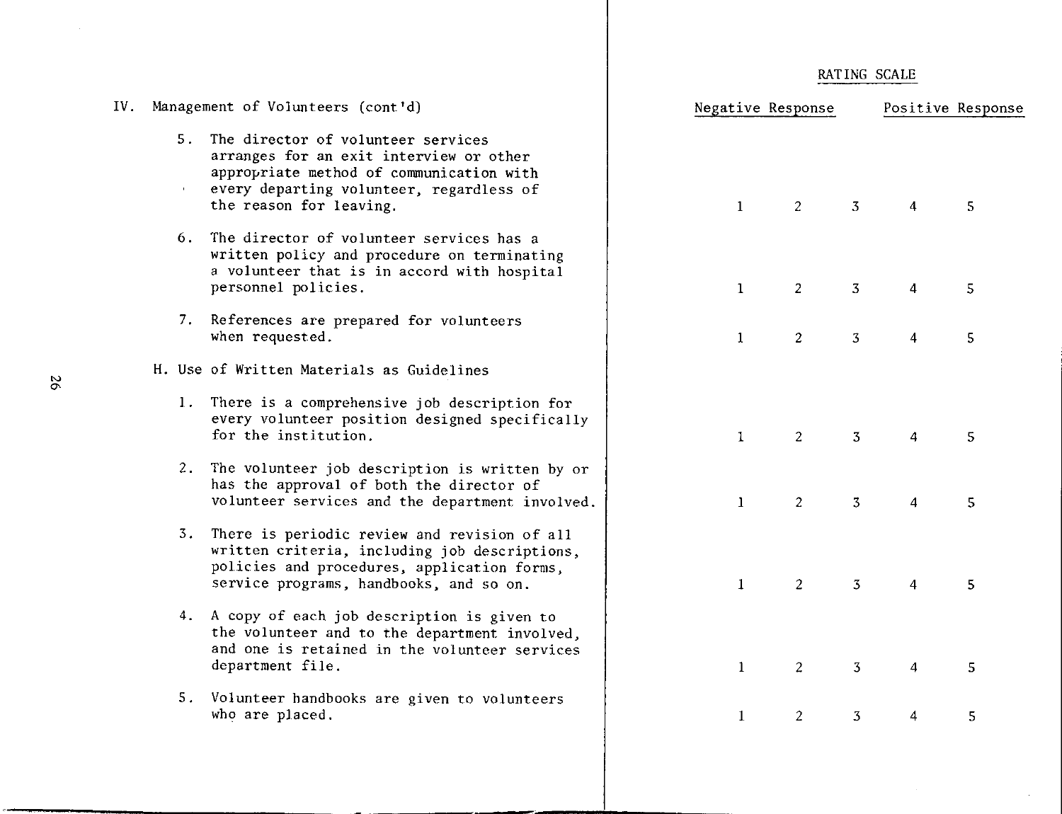| | RATING SCALE | | | | |
|---|---|---|---|---|---|
| | Negative Response | | | Positive Response | |
| **IV. Management of Volunteers (cont'd)** | | | | | |
| 5. The director of volunteer services arranges for an exit interview or other appropriate method of communication with every departing volunteer, regardless of the reason for leaving. | 1 | 2 | 3 | 4 | 5 |
| 6. The director of volunteer services has a written policy and procedure on terminating a volunteer that is in accord with hospital personnel policies. | 1 | 2 | 3 | 4 | 5 |
| 7. References are prepared for volunteers when requested. | 1 | 2 | 3 | 4 | 5 |
| **H. Use of Written Materials as Guidelines** | | | | | |
| 1. There is a comprehensive job description for every volunteer position designed specifically for the institution. | 1 | 2 | 3 | 4 | 5 |
| 2. The volunteer job description is written by or has the approval of both the director of volunteer services and the department involved. | 1 | 2 | 3 | 4 | 5 |
| 3. There is periodic review and revision of all written criteria, including job descriptions, policies and procedures, application forms, service programs, handbooks, and so on. | 1 | 2 | 3 | 4 | 5 |
| 4. A copy of each job description is given to the volunteer and to the department involved, and one is retained in the volunteer services department file. | 1 | 2 | 3 | 4 | 5 |
| 5. Volunteer handbooks are given to volunteers who are placed. | 1 | 2 | 3 | 4 | 5 |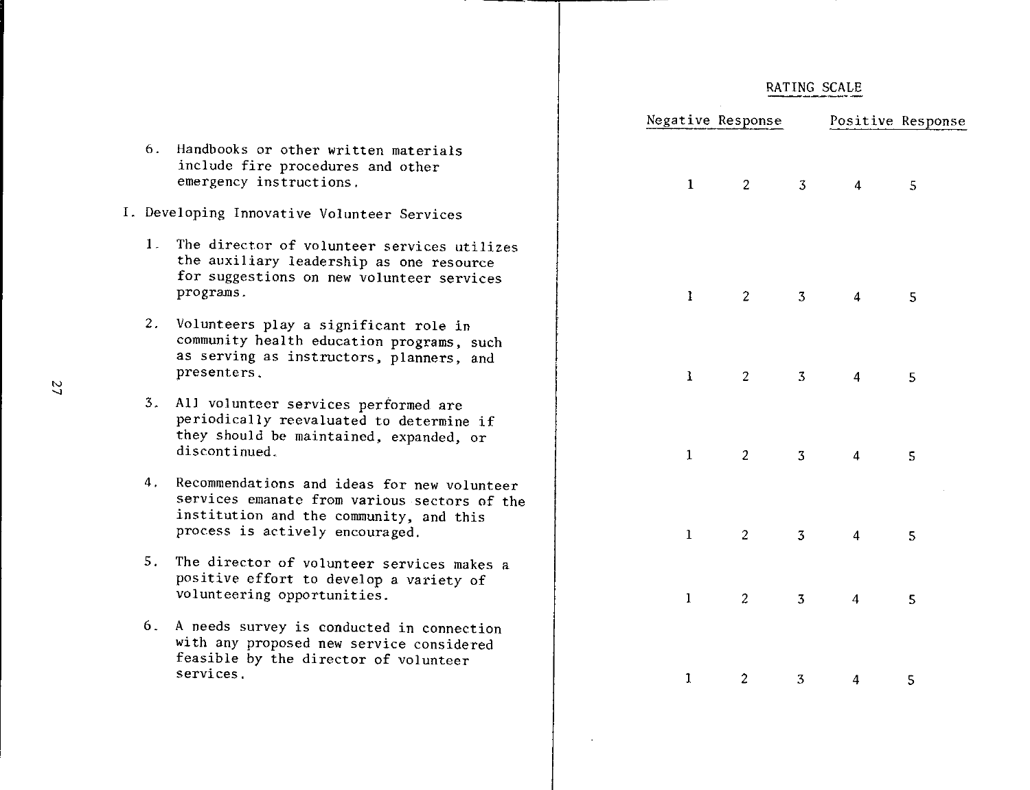| | RATING SCALE | | | | |
|---|---|---|---|---|---|
| | Negative Response | | | Positive Response | |
| 6. Handbooks or other written materials include fire procedures and other emergency instructions. | 1 | 2 | 3 | 4 | 5 |
| **I. Developing Innovative Volunteer Services** | | | | | |
| 1. The director of volunteer services utilizes the auxiliary leadership as one resource for suggestions on new volunteer services programs. | 1 | 2 | 3 | 4 | 5 |
| 2. Volunteers play a significant role in community health education programs, such as serving as instructors, planners, and presenters. | 1 | 2 | 3 | 4 | 5 |
| 3. All volunteer services performed are periodically reevaluated to determine if they should be maintained, expanded, or discontinued. | 1 | 2 | 3 | 4 | 5 |
| 4. Recommendations and ideas for new volunteer services emanate from various sectors of the institution and the community, and this process is actively encouraged. | 1 | 2 | 3 | 4 | 5 |
| 5. The director of volunteer services makes a positive effort to develop a variety of volunteering opportunities. | 1 | 2 | 3 | 4 | 5 |
| 6. A needs survey is conducted in connection with any proposed new service considered feasible by the director of volunteer services. | 1 | 2 | 3 | 4 | 5 |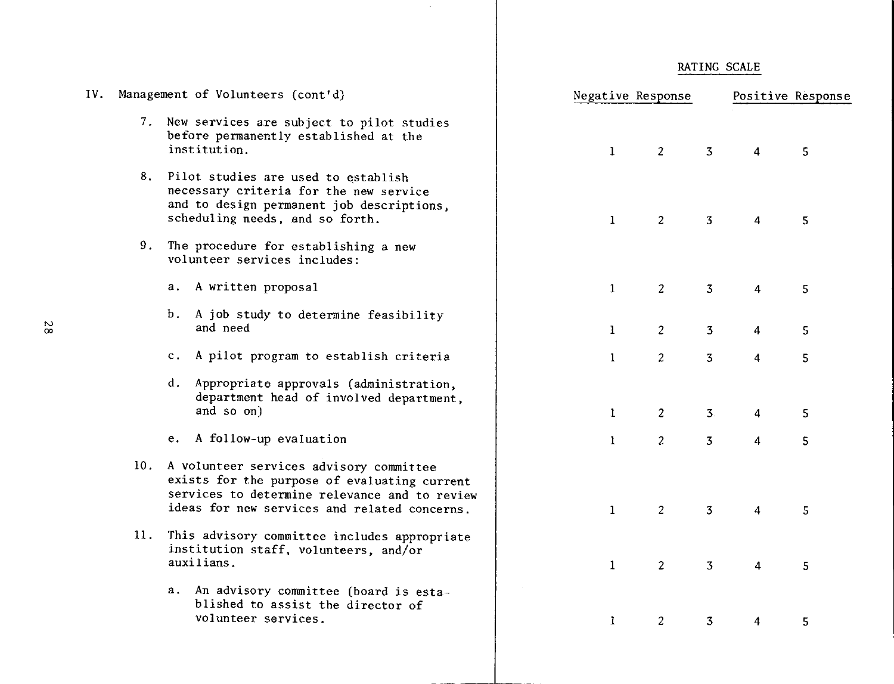| IV. Management of Volunteers (cont'd) | RATING SCALE | | | | |
|---|---|---|---|---|---|
| | Negative Response | | | | Positive Response |
| 7. New services are subject to pilot studies before permanently established at the institution. | 1 | 2 | 3 | 4 | 5 |
| 8. Pilot studies are used to establish necessary criteria for the new service and to design permanent job descriptions, scheduling needs, and so forth. | 1 | 2 | 3 | 4 | 5 |
| 9. The procedure for establishing a new volunteer services includes: | | | | | |
| a. A written proposal | 1 | 2 | 3 | 4 | 5 |
| b. A job study to determine feasibility and need | 1 | 2 | 3 | 4 | 5 |
| c. A pilot program to establish criteria | 1 | 2 | 3 | 4 | 5 |
| d. Appropriate approvals (administration, department head of involved department, and so on) | 1 | 2 | 3 | 4 | 5 |
| e. A follow-up evaluation | 1 | 2 | 3 | 4 | 5 |
| 10. A volunteer services advisory committee exists for the purpose of evaluating current services to determine relevance and to review ideas for new services and related concerns. | 1 | 2 | 3 | 4 | 5 |
| 11. This advisory committee includes appropriate institution staff, volunteers, and/or auxilians. | 1 | 2 | 3 | 4 | 5 |
| a. An advisory committee (board is established to assist the director of volunteer services. | 1 | 2 | 3 | 4 | 5 |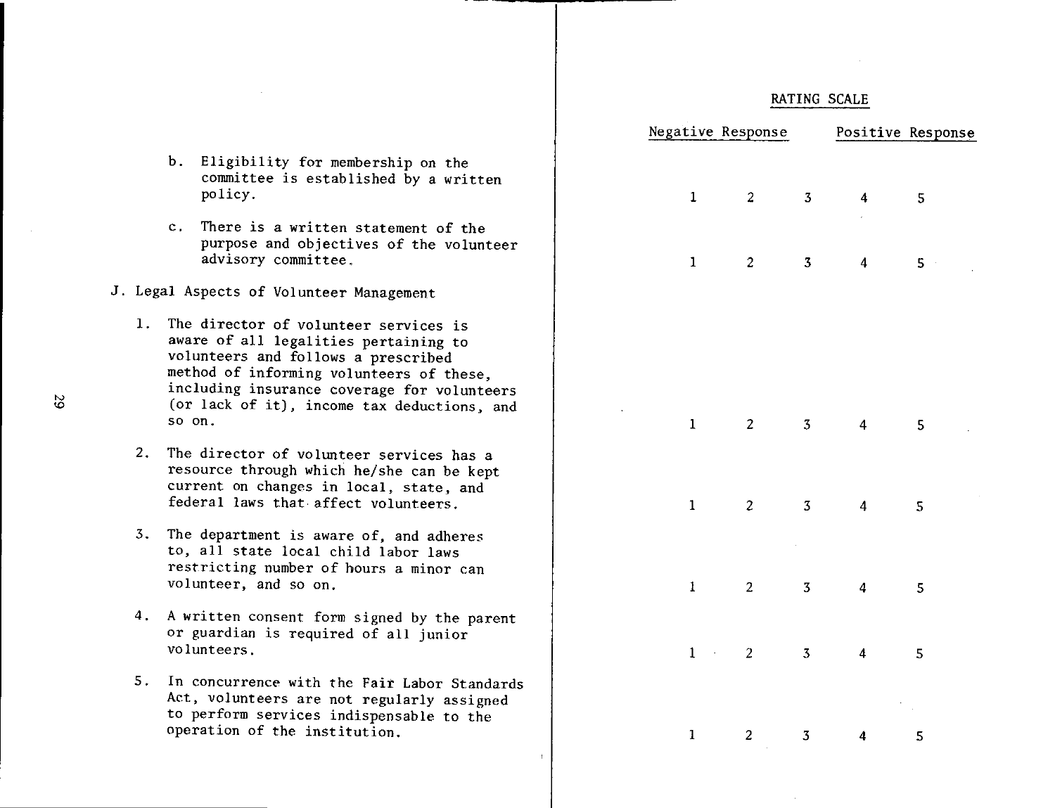| | RATING SCALE | | | | |
|---|---|---|---|---|---|
| | Negative Response | | | Positive Response | |
| b. Eligibility for membership on the committee is established by a written policy. | 1 | 2 | 3 | 4 | 5 |
| c. There is a written statement of the purpose and objectives of the volunteer advisory committee. | 1 | 2 | 3 | 4 | 5 |

J. Legal Aspects of Volunteer Management

| | | | | | |
|---|---|---|---|---|---|
| 1. The director of volunteer services is aware of all legalities pertaining to volunteers and follows a prescribed method of informing volunteers of these, including insurance coverage for volunteers (or lack of it), income tax deductions, and so on. | 1 | 2 | 3 | 4 | 5 |
| 2. The director of volunteer services has a resource through which he/she can be kept current on changes in local, state, and federal laws that affect volunteers. | 1 | 2 | 3 | 4 | 5 |
| 3. The department is aware of, and adheres to, all state local child labor laws restricting number of hours a minor can volunteer, and so on. | 1 | 2 | 3 | 4 | 5 |
| 4. A written consent form signed by the parent or guardian is required of all junior volunteers. | 1 | 2 | 3 | 4 | 5 |
| 5. In concurrence with the Fair Labor Standards Act, volunteers are not regularly assigned to perform services indispensable to the operation of the institution. | 1 | 2 | 3 | 4 | 5 |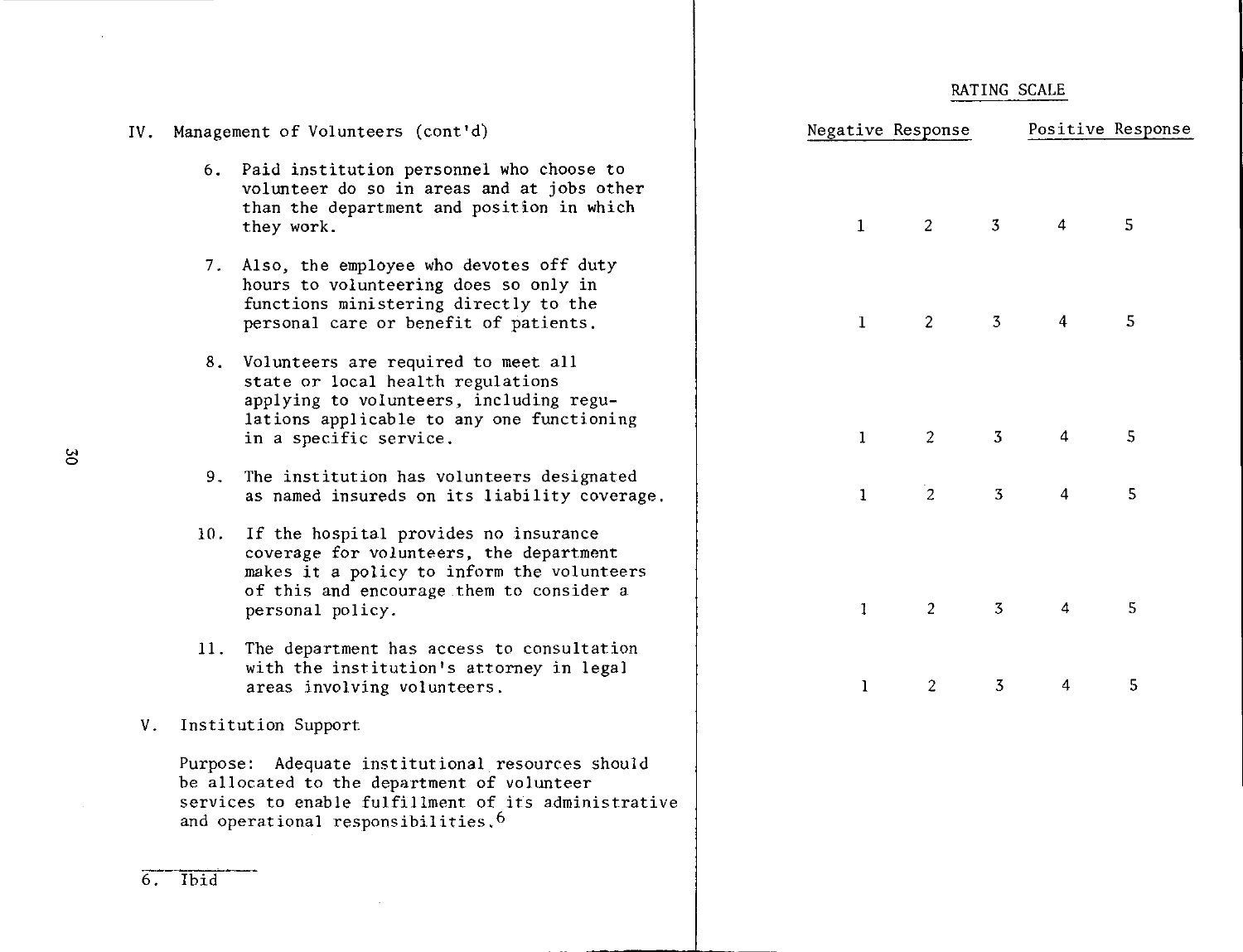| IV. Management of Volunteers (cont'd) | RATING SCALE | | | | |
|---|---|---|---|---|---|
| | Negative Response | | | | Positive Response |
| 6. Paid institution personnel who choose to volunteer do so in areas and at jobs other than the department and position in which they work. | 1 | 2 | 3 | 4 | 5 |
| 7. Also, the employee who devotes off duty hours to volunteering does so only in functions ministering directly to the personal care or benefit of patients. | 1 | 2 | 3 | 4 | 5 |
| 8. Volunteers are required to meet all state or local health regulations applying to volunteers, including regulations applicable to any one functioning in a specific service. | 1 | 2 | 3 | 4 | 5 |
| 9. The institution has volunteers designated as named insureds on its liability coverage. | 1 | 2 | 3 | 4 | 5 |
| 10. If the hospital provides no insurance coverage for volunteers, the department makes it a policy to inform the volunteers of this and encourage them to consider a personal policy. | 1 | 2 | 3 | 4 | 5 |
| 11. The department has access to consultation with the institution's attorney in legal areas involving volunteers. | 1 | 2 | 3 | 4 | 5 |

V. Institution Support

Purpose: Adequate institutional resources should be allocated to the department of volunteer services to enable fulfillment of its administrative and operational responsibilities.[6]

---

6. Ibid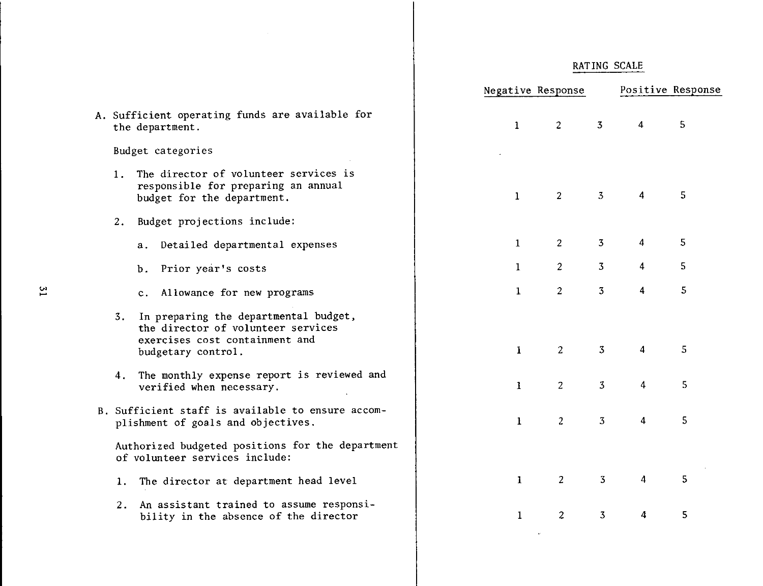| | RATING SCALE | | | | |
|---|---|---|---|---|---|
| | Negative Response | | | Positive Response | |
| A. Sufficient operating funds are available for the department. | 1 | 2 | 3 | 4 | 5 |
| Budget categories | | | | | |
| 1. The director of volunteer services is responsible for preparing an annual budget for the department. | 1 | 2 | 3 | 4 | 5 |
| 2. Budget projections include: | | | | | |
| a. Detailed departmental expenses | 1 | 2 | 3 | 4 | 5 |
| b. Prior year's costs | 1 | 2 | 3 | 4 | 5 |
| c. Allowance for new programs | 1 | 2 | 3 | 4 | 5 |
| 3. In preparing the departmental budget, the director of volunteer services exercises cost containment and budgetary control. | 1 | 2 | 3 | 4 | 5 |
| 4. The monthly expense report is reviewed and verified when necessary. | 1 | 2 | 3 | 4 | 5 |
| B. Sufficient staff is available to ensure accomplishment of goals and objectives. | 1 | 2 | 3 | 4 | 5 |
| Authorized budgeted positions for the department of volunteer services include: | | | | | |
| 1. The director at department head level | 1 | 2 | 3 | 4 | 5 |
| 2. An assistant trained to assume responsibility in the absence of the director | 1 | 2 | 3 | 4 | 5 |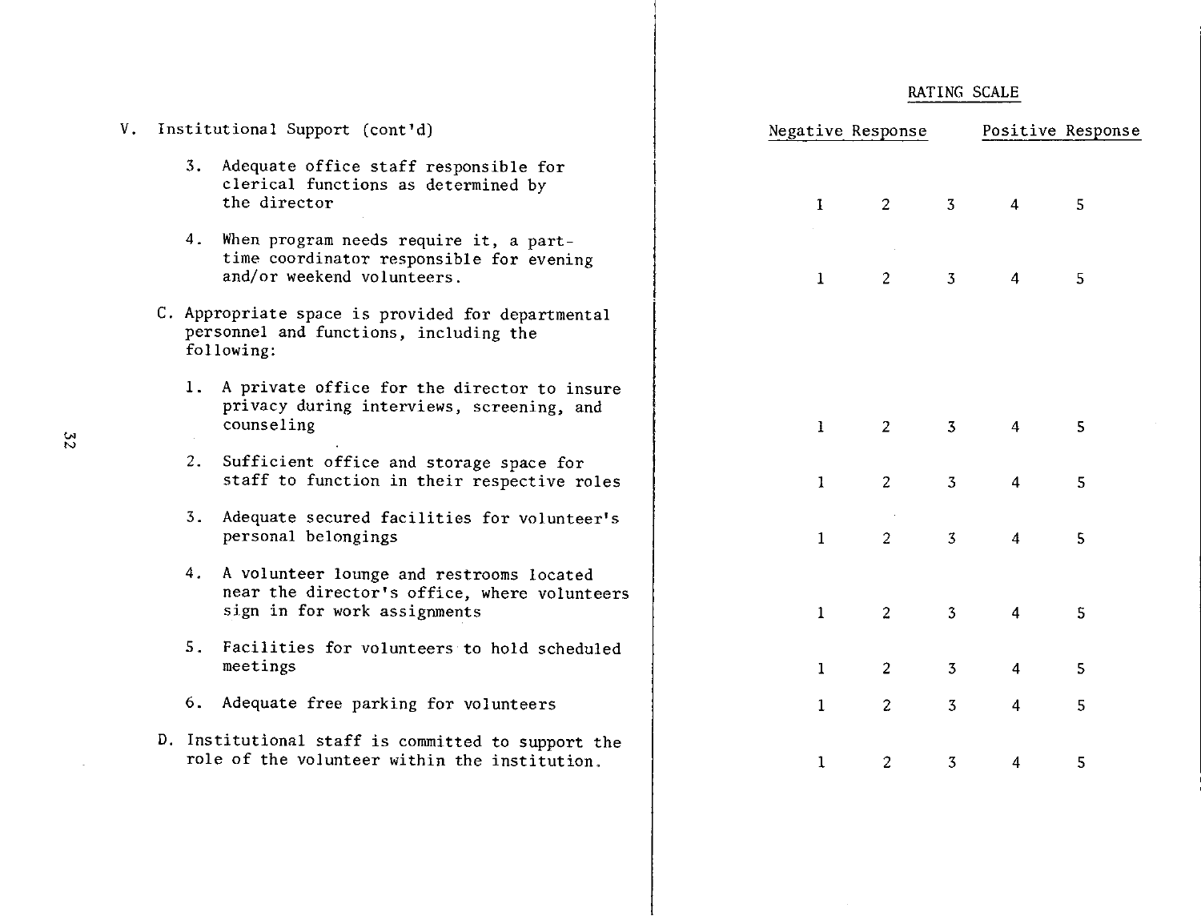V. Institutional Support (cont'd)

| | RATING SCALE | | | | |
|---|---|---|---|---|---|
| | Negative Response | | | Positive Response | |
| 3. Adequate office staff responsible for clerical functions as determined by the director | 1 | 2 | 3 | 4 | 5 |
| 4. When program needs require it, a part-time coordinator responsible for evening and/or weekend volunteers. | 1 | 2 | 3 | 4 | 5 |
| C. Appropriate space is provided for departmental personnel and functions, including the following: | | | | | |
| 1. A private office for the director to insure privacy during interviews, screening, and counseling | 1 | 2 | 3 | 4 | 5 |
| 2. Sufficient office and storage space for staff to function in their respective roles | 1 | 2 | 3 | 4 | 5 |
| 3. Adequate secured facilities for volunteer's personal belongings | 1 | 2 | 3 | 4 | 5 |
| 4. A volunteer lounge and restrooms located near the director's office, where volunteers sign in for work assignments | 1 | 2 | 3 | 4 | 5 |
| 5. Facilities for volunteers to hold scheduled meetings | 1 | 2 | 3 | 4 | 5 |
| 6. Adequate free parking for volunteers | 1 | 2 | 3 | 4 | 5 |
| D. Institutional staff is committed to support the role of the volunteer within the institution. | 1 | 2 | 3 | 4 | 5 |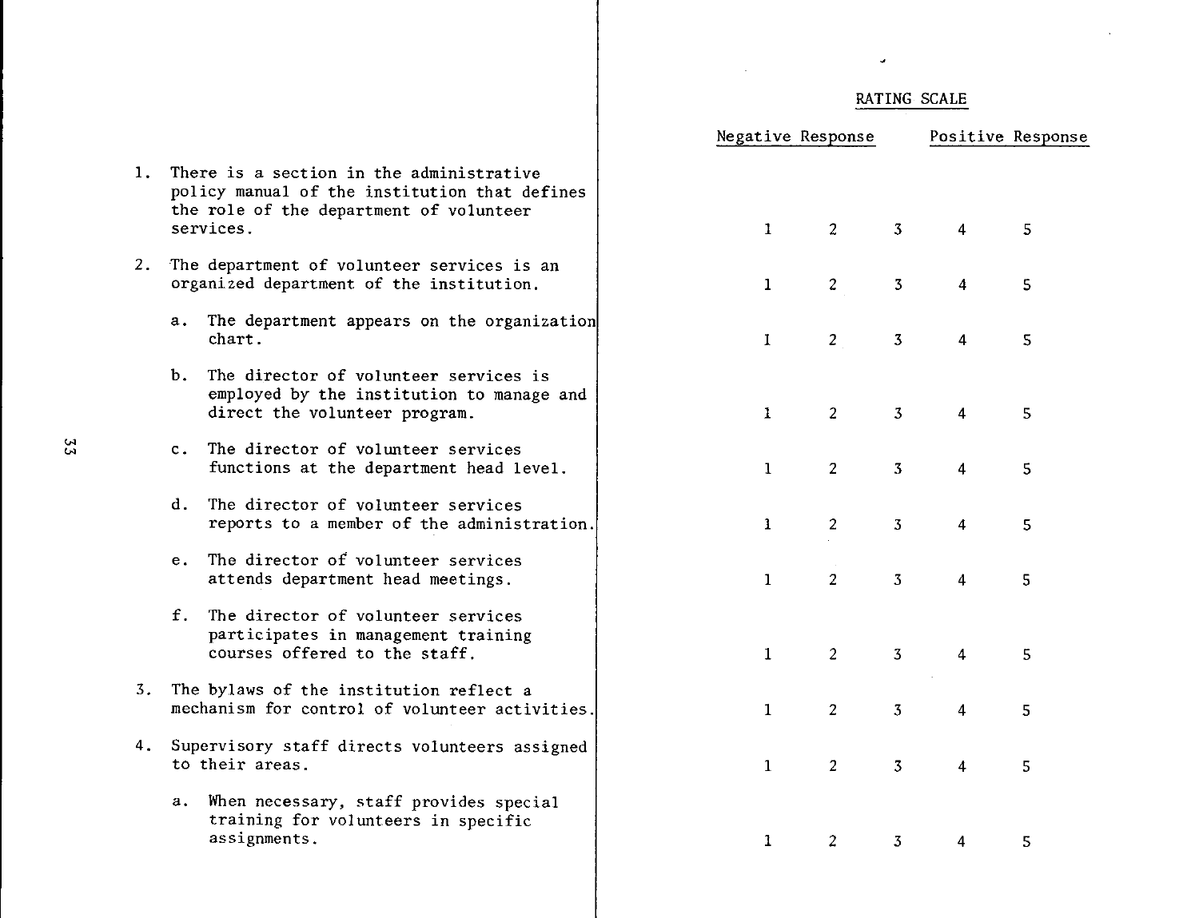| | RATING SCALE | | | | |
|---|---|---|---|---|---|
| | Negative Response | | | Positive Response | |
| 1. There is a section in the administrative policy manual of the institution that defines the role of the department of volunteer services. | 1 | 2 | 3 | 4 | 5 |
| 2. The department of volunteer services is an organized department of the institution. | 1 | 2 | 3 | 4 | 5 |
| a. The department appears on the organization chart. | 1 | 2 | 3 | 4 | 5 |
| b. The director of volunteer services is employed by the institution to manage and direct the volunteer program. | 1 | 2 | 3 | 4 | 5 |
| c. The director of volunteer services functions at the department head level. | 1 | 2 | 3 | 4 | 5 |
| d. The director of volunteer services reports to a member of the administration. | 1 | 2 | 3 | 4 | 5 |
| e. The director of volunteer services attends department head meetings. | 1 | 2 | 3 | 4 | 5 |
| f. The director of volunteer services participates in management training courses offered to the staff. | 1 | 2 | 3 | 4 | 5 |
| 3. The bylaws of the institution reflect a mechanism for control of volunteer activities. | 1 | 2 | 3 | 4 | 5 |
| 4. Supervisory staff directs volunteers assigned to their areas. | 1 | 2 | 3 | 4 | 5 |
| a. When necessary, staff provides special training for volunteers in specific assignments. | 1 | 2 | 3 | 4 | 5 |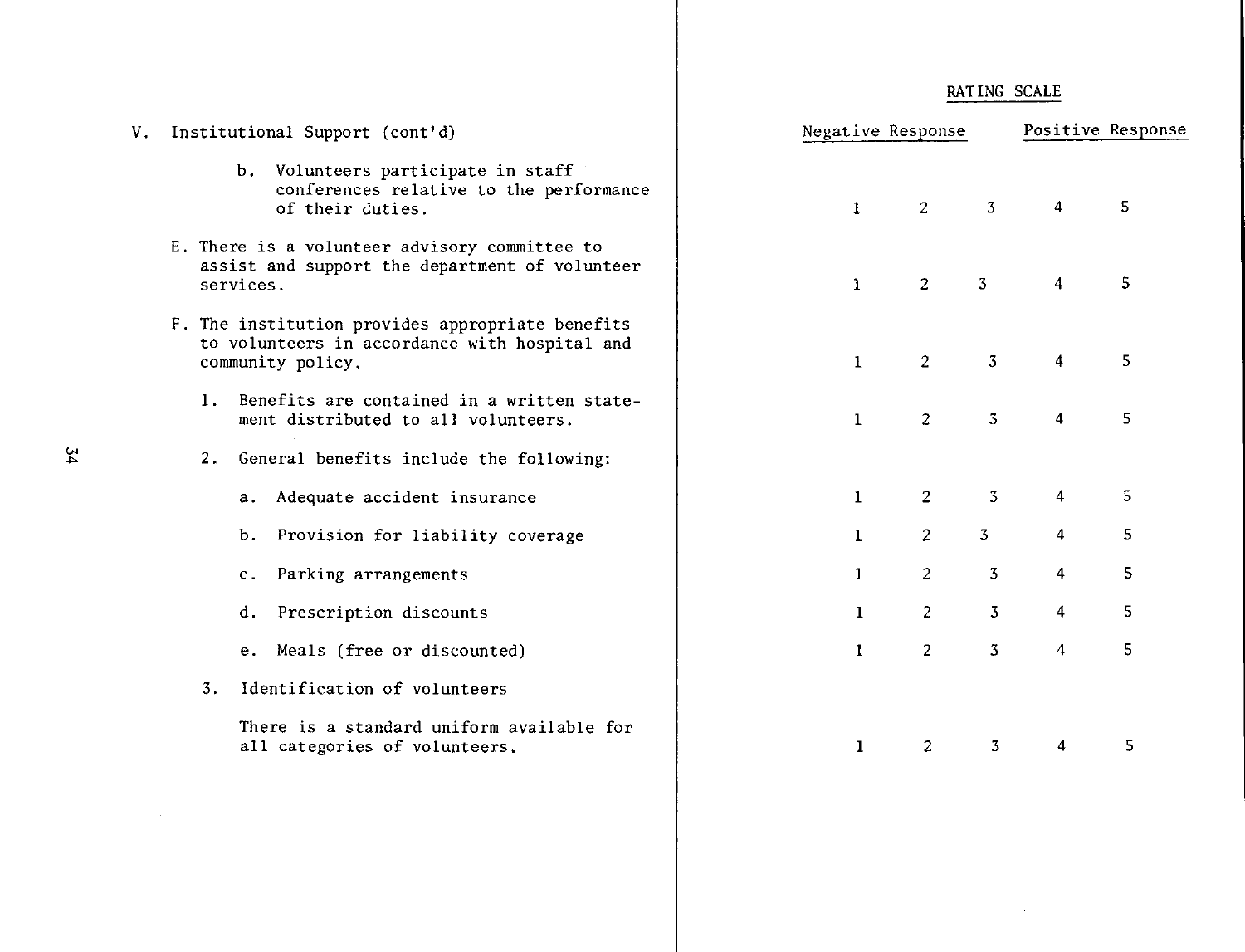| V. Institutional Support (cont'd) | RATING SCALE | | | | |
|---|---|---|---|---|---|
| | Negative Response | | | Positive Response | |
| b. Volunteers participate in staff conferences relative to the performance of their duties. | 1 | 2 | 3 | 4 | 5 |
| E. There is a volunteer advisory committee to assist and support the department of volunteer services. | 1 | 2 | 3 | 4 | 5 |
| F. The institution provides appropriate benefits to volunteers in accordance with hospital and community policy. | 1 | 2 | 3 | 4 | 5 |
| 1. Benefits are contained in a written statement distributed to all volunteers. | 1 | 2 | 3 | 4 | 5 |
| 2. General benefits include the following: | | | | | |
| a. Adequate accident insurance | 1 | 2 | 3 | 4 | 5 |
| b. Provision for liability coverage | 1 | 2 | 3 | 4 | 5 |
| c. Parking arrangements | 1 | 2 | 3 | 4 | 5 |
| d. Prescription discounts | 1 | 2 | 3 | 4 | 5 |
| e. Meals (free or discounted) | 1 | 2 | 3 | 4 | 5 |
| 3. Identification of volunteers | | | | | |
| There is a standard uniform available for all categories of volunteers. | 1 | 2 | 3 | 4 | 5 |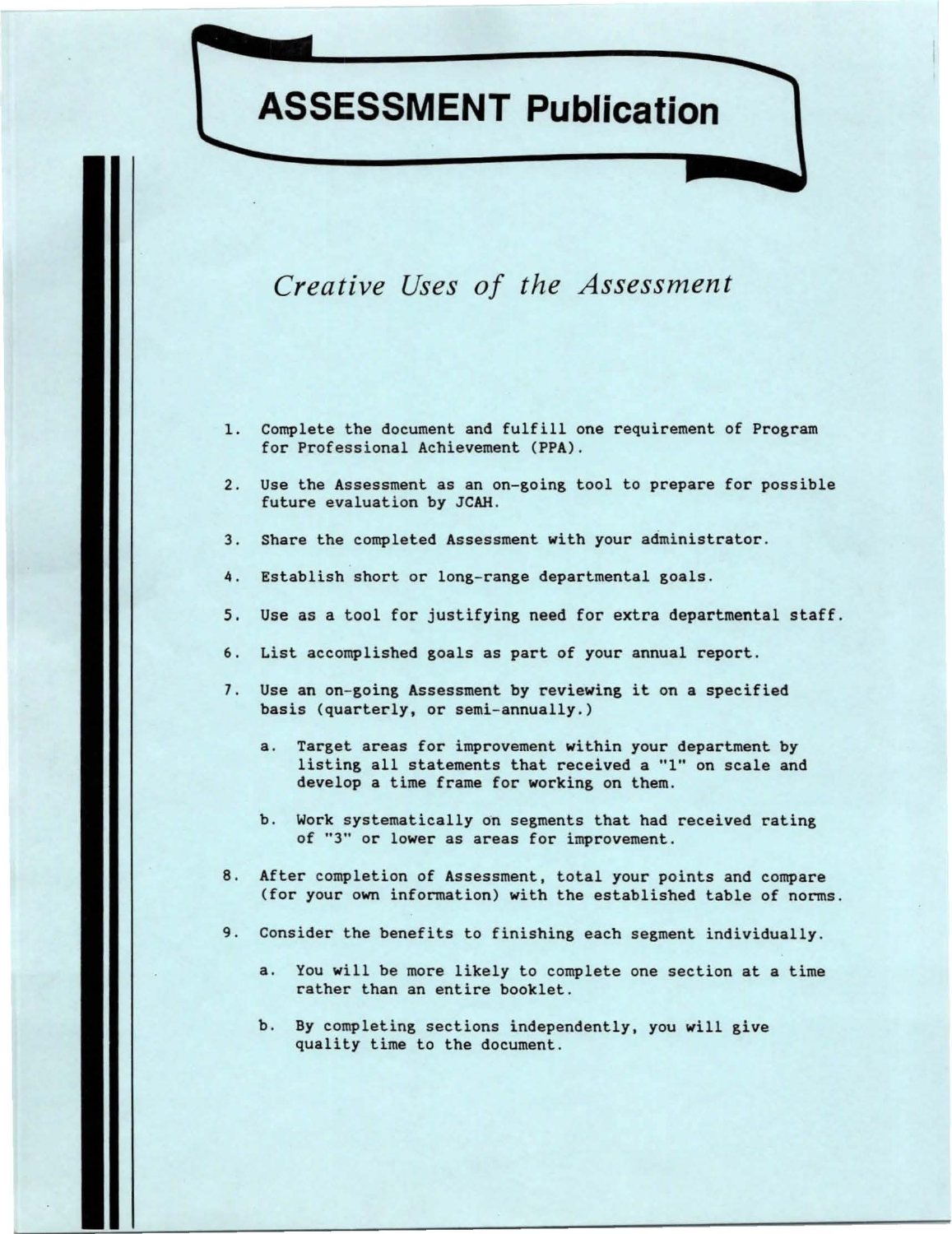# ASSESSMENT Publication

## *Creative Uses of the Assessment*

1. Complete the document and fulfill one requirement of Program for Professional Achievement (PPA).

2. Use the Assessment as an on-going tool to prepare for possible future evaluation by JCAH.

3. Share the completed Assessment with your administrator.

4. Establish short or long-range departmental goals.

5. Use as a tool for justifying need for extra departmental staff.

6. List accomplished goals as part of your annual report.

7. Use an on-going Assessment by reviewing it on a specified basis (quarterly, or semi-annually.)

   a. Target areas for improvement within your department by listing all statements that received a "1" on scale and develop a time frame for working on them.

   b. Work systematically on segments that had received rating of "3" or lower as areas for improvement.

8. After completion of Assessment, total your points and compare (for your own information) with the established table of norms.

9. Consider the benefits to finishing each segment individually.

   a. You will be more likely to complete one section at a time rather than an entire booklet.

   b. By completing sections independently, you will give quality time to the document.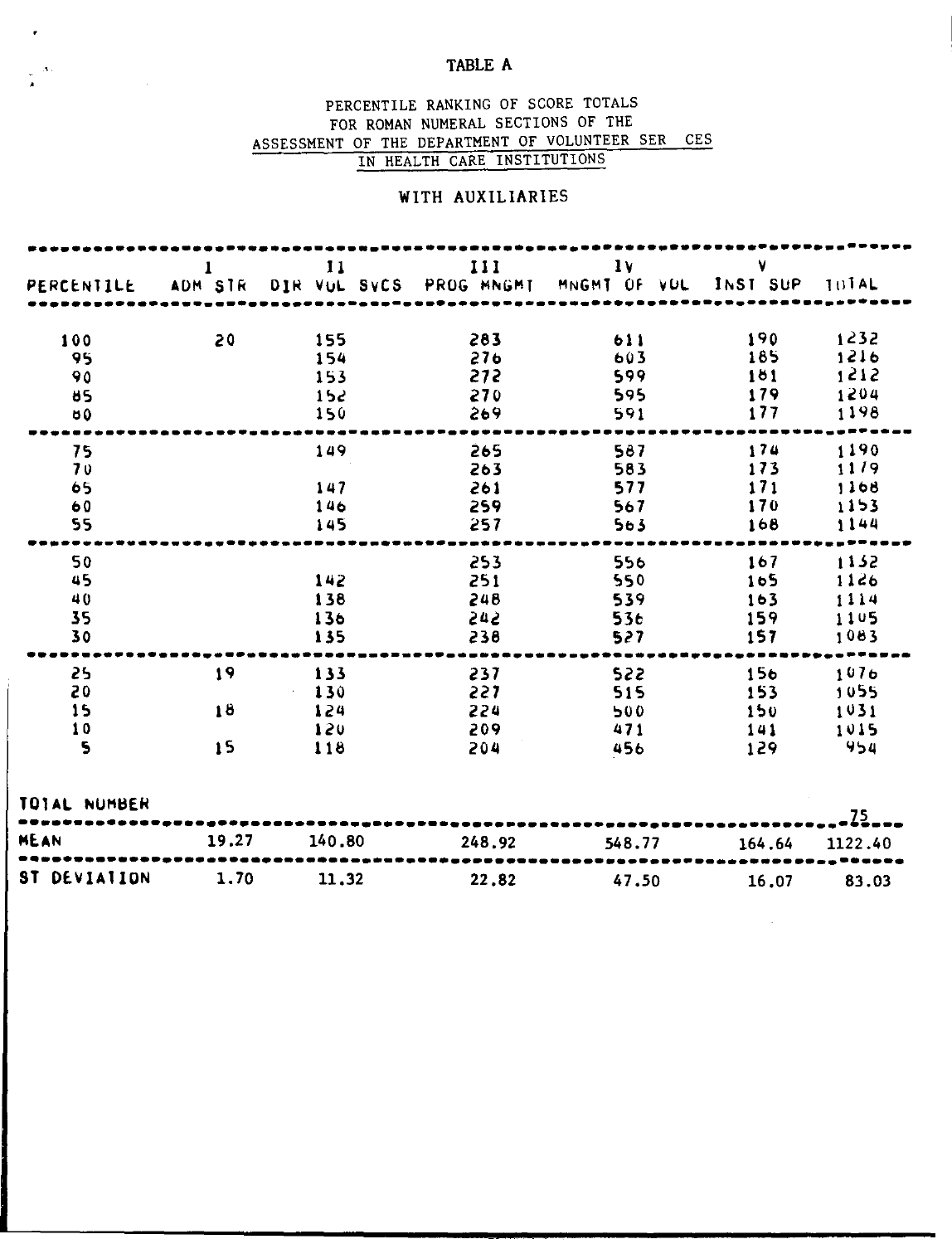TABLE A

PERCENTILE RANKING OF SCORE TOTALS
FOR ROMAN NUMERAL SECTIONS OF THE
ASSESSMENT OF THE DEPARTMENT OF VOLUNTEER SER CES
IN HEALTH CARE INSTITUTIONS

WITH AUXILIARIES

| PERCENTILE | I ADM STR | II DIR VOL SVCS | III PROG MNGMT | IV MNGMT OF VOL | V INST SUP | TOTAL |
|---|---|---|---|---|---|---|
| 100 | 20 | 155 | 283 | 611 | 190 | 1232 |
| 95 | | 154 | 276 | 603 | 185 | 1216 |
| 90 | | 153 | 272 | 599 | 181 | 1212 |
| 85 | | 152 | 270 | 595 | 179 | 1204 |
| 80 | | 150 | 269 | 591 | 177 | 1198 |
| 75 | | 149 | 265 | 587 | 174 | 1190 |
| 70 | | | 263 | 583 | 173 | 1179 |
| 65 | | 147 | 261 | 577 | 171 | 1168 |
| 60 | | 146 | 259 | 567 | 170 | 1153 |
| 55 | | 145 | 257 | 563 | 168 | 1144 |
| 50 | | | 253 | 556 | 167 | 1132 |
| 45 | | 142 | 251 | 550 | 165 | 1126 |
| 40 | | 138 | 248 | 539 | 163 | 1114 |
| 35 | | 136 | 242 | 536 | 159 | 1105 |
| 30 | | 135 | 238 | 527 | 157 | 1083 |
| 25 | 19 | 133 | 237 | 522 | 156 | 1076 |
| 20 | | 130 | 227 | 515 | 153 | 1055 |
| 15 | 18 | 124 | 224 | 500 | 150 | 1031 |
| 10 | | 120 | 209 | 471 | 141 | 1015 |
| 5 | 15 | 118 | 204 | 456 | 129 | 954 |
| TOTAL NUMBER | | | | | | 75 |
| MEAN | 19.27 | 140.80 | 248.92 | 548.77 | 164.64 | 1122.40 |
| ST DEVIATION | 1.70 | 11.32 | 22.82 | 47.50 | 16.07 | 83.03 |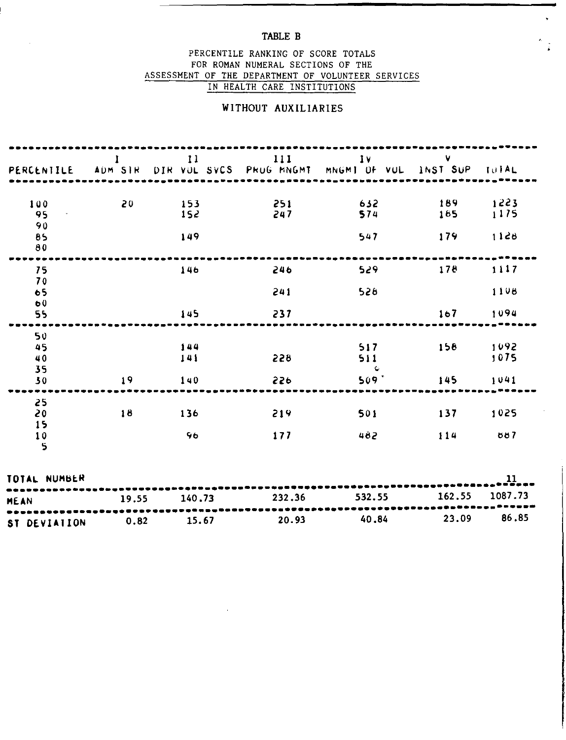TABLE B

PERCENTILE RANKING OF SCORE TOTALS
FOR ROMAN NUMERAL SECTIONS OF THE
ASSESSMENT OF THE DEPARTMENT OF VOLUNTEER SERVICES
IN HEALTH CARE INSTITUTIONS

WITHOUT AUXILIARIES

| PERCENTILE | I ADM STR | II DIR VOL SVCS | III PROG MNGMT | IV MNGMT OF VOL | V INST SUP | TOTAL |
|---|---|---|---|---|---|---|
| 100 | 20 | 153 | 251 | 632 | 189 | 1223 |
| 95 | | 152 | 247 | 574 | 185 | 1175 |
| 90 | | | | | | |
| 85 | | 149 | | 547 | 179 | 1128 |
| 80 | | | | | | |
| 75 | | 146 | 246 | 529 | 178 | 1117 |
| 70 | | | | | | |
| 65 | | | 241 | 528 | | 1108 |
| 60 | | | | | | |
| 55 | | 145 | 237 | | 167 | 1094 |
| 50 | | | | | | |
| 45 | | 144 | | 517 | 158 | 1092 |
| 40 | | 141 | 228 | 511 | | 1075 |
| 35 | | | | | | |
| 30 | 19 | 140 | 226 | 509 | 145 | 1041 |
| 25 | | | | | | |
| 20 | 18 | 136 | 219 | 501 | 137 | 1025 |
| 15 | | | | | | |
| 10 | | 96 | 177 | 482 | 114 | 887 |
| 5 | | | | | | |
| TOTAL NUMBER | | | | | | 11 |
| MEAN | 19.55 | 140.73 | 232.36 | 532.55 | 162.55 | 1087.73 |
| ST DEVIATION | 0.82 | 15.67 | 20.93 | 40.84 | 23.09 | 86.85 |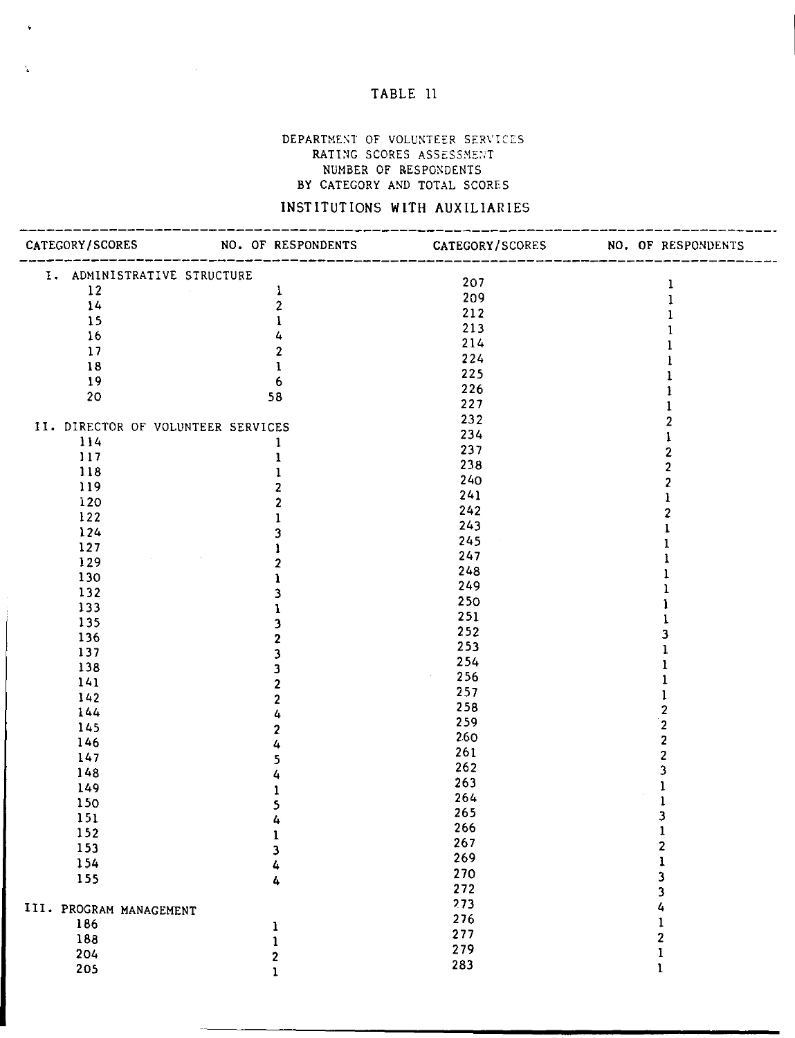# TABLE 11

DEPARTMENT OF VOLUNTEER SERVICES
RATING SCORES ASSESSMENT
NUMBER OF RESPONDENTS
BY CATEGORY AND TOTAL SCORES

INSTITUTIONS WITH AUXILIARIES

| CATEGORY/SCORES | NO. OF RESPONDENTS | CATEGORY/SCORES | NO. OF RESPONDENTS |
|---|---|---|---|
| I. ADMINISTRATIVE STRUCTURE | | 207 | 1 |
| 12 | 1 | 209 | 1 |
| 14 | 2 | 212 | 1 |
| 15 | 1 | 213 | 1 |
| 16 | 4 | 214 | 1 |
| 17 | 2 | 224 | 1 |
| 18 | 1 | 225 | 1 |
| 19 | 6 | 226 | 1 |
| 20 | 58 | 227 | 1 |
| II. DIRECTOR OF VOLUNTEER SERVICES | | 232 | 2 |
| 114 | 1 | 234 | 1 |
| 117 | 1 | 237 | 2 |
| 118 | 1 | 238 | 2 |
| 119 | 2 | 240 | 2 |
| 120 | 2 | 241 | 1 |
| 122 | 1 | 242 | 2 |
| 124 | 3 | 243 | 1 |
| 127 | 1 | 245 | 1 |
| 129 | 2 | 247 | 1 |
| 130 | 1 | 248 | 1 |
| 132 | 3 | 249 | 1 |
| 133 | 1 | 250 | 1 |
| 135 | 3 | 251 | 1 |
| 136 | 2 | 252 | 3 |
| 137 | 3 | 253 | 1 |
| 138 | 3 | 254 | 1 |
| 141 | 2 | 256 | 1 |
| 142 | 2 | 257 | 1 |
| 144 | 4 | 258 | 2 |
| 145 | 2 | 259 | 2 |
| 146 | 4 | 260 | 2 |
| 147 | 5 | 261 | 2 |
| 148 | 4 | 262 | 3 |
| 149 | 1 | 263 | 1 |
| 150 | 5 | 264 | 1 |
| 151 | 4 | 265 | 3 |
| 152 | 1 | 266 | 1 |
| 153 | 3 | 267 | 2 |
| 154 | 4 | 269 | 1 |
| 155 | 4 | 270 | 3 |
| | | 272 | 3 |
| III. PROGRAM MANAGEMENT | | 273 | 4 |
| 186 | 1 | 276 | 1 |
| 188 | 1 | 277 | 2 |
| 204 | 2 | 279 | 1 |
| 205 | 1 | 283 | 1 |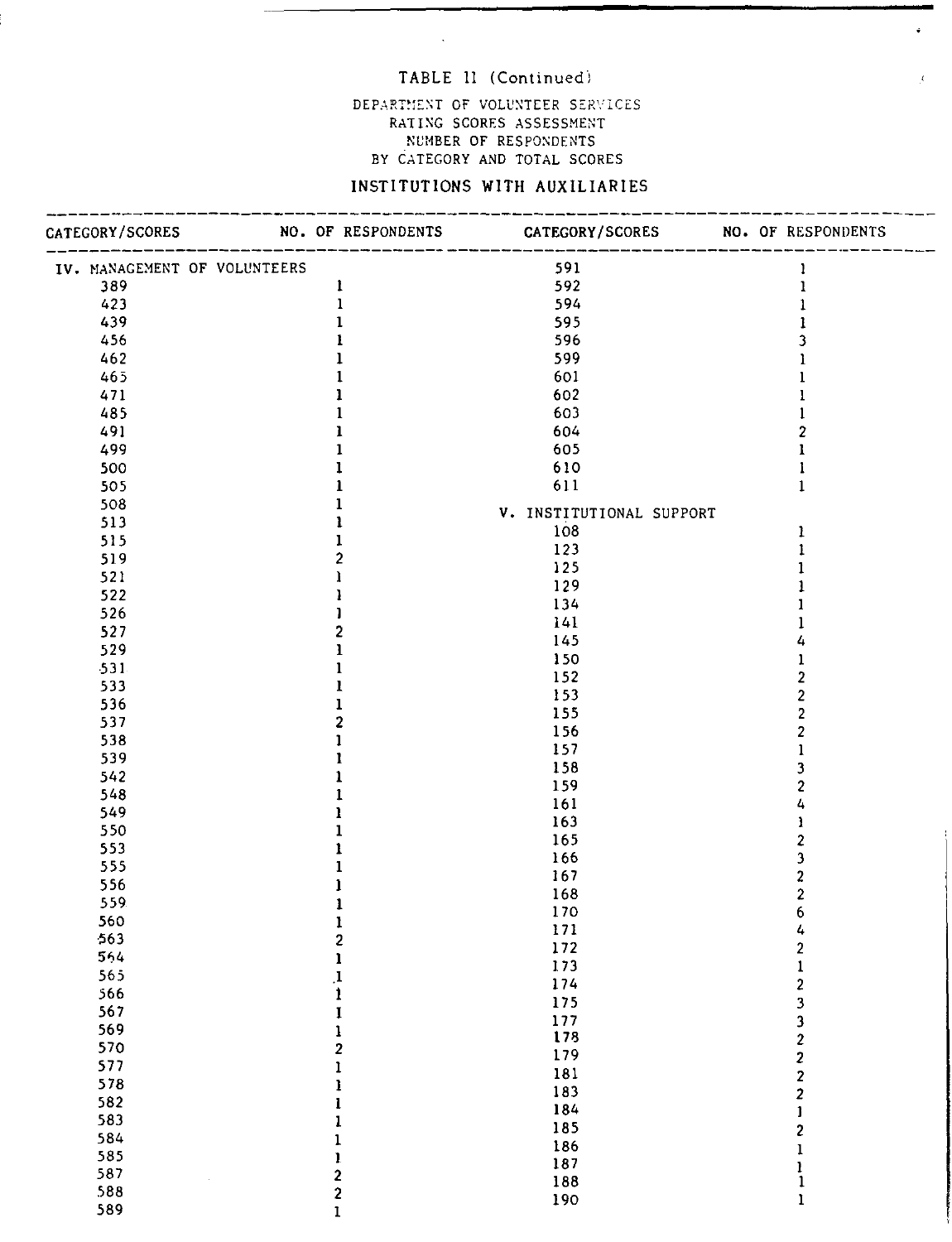TABLE 11 (Continued)

DEPARTMENT OF VOLUNTEER SERVICES
RATING SCORES ASSESSMENT
NUMBER OF RESPONDENTS
BY CATEGORY AND TOTAL SCORES

INSTITUTIONS WITH AUXILIARIES

| CATEGORY/SCORES | NO. OF RESPONDENTS | CATEGORY/SCORES | NO. OF RESPONDENTS |
|---|---|---|---|
| IV. MANAGEMENT OF VOLUNTEERS | | 591 | 1 |
| 389 | 1 | 592 | 1 |
| 423 | 1 | 594 | 1 |
| 439 | 1 | 595 | 1 |
| 456 | 1 | 596 | 3 |
| 462 | 1 | 599 | 1 |
| 465 | 1 | 601 | 1 |
| 471 | 1 | 602 | 1 |
| 485 | 1 | 603 | 1 |
| 491 | 1 | 604 | 2 |
| 499 | 1 | 605 | 1 |
| 500 | 1 | 610 | 1 |
| 505 | 1 | 611 | 1 |
| 508 | 1 | V. INSTITUTIONAL SUPPORT | |
| 513 | 1 | 108 | 1 |
| 515 | 1 | 123 | 1 |
| 519 | 2 | 125 | 1 |
| 521 | 1 | 129 | 1 |
| 522 | 1 | 134 | 1 |
| 526 | 1 | 141 | 1 |
| 527 | 2 | 145 | 4 |
| 529 | 1 | 150 | 1 |
| 531 | 1 | 152 | 2 |
| 533 | 1 | 153 | 2 |
| 536 | 1 | 155 | 2 |
| 537 | 2 | 156 | 2 |
| 538 | 1 | 157 | 1 |
| 539 | 1 | 158 | 3 |
| 542 | 1 | 159 | 2 |
| 548 | 1 | 161 | 4 |
| 549 | 1 | 163 | 1 |
| 550 | 1 | 165 | 2 |
| 553 | 1 | 166 | 3 |
| 555 | 1 | 167 | 2 |
| 556 | 1 | 168 | 2 |
| 559 | 1 | 170 | 6 |
| 560 | 1 | 171 | 4 |
| 563 | 2 | 172 | 2 |
| 564 | 1 | 173 | 1 |
| 565 | 1 | 174 | 2 |
| 566 | 1 | 175 | 3 |
| 567 | 1 | 177 | 3 |
| 569 | 1 | 178 | 2 |
| 570 | 2 | 179 | 2 |
| 577 | 1 | 181 | 2 |
| 578 | 1 | 183 | 2 |
| 582 | 1 | 184 | 1 |
| 583 | 1 | 185 | 2 |
| 584 | 1 | 186 | 1 |
| 585 | 1 | 187 | 1 |
| 587 | 2 | 188 | 1 |
| 588 | 2 | 190 | 1 |
| 589 | 1 | | |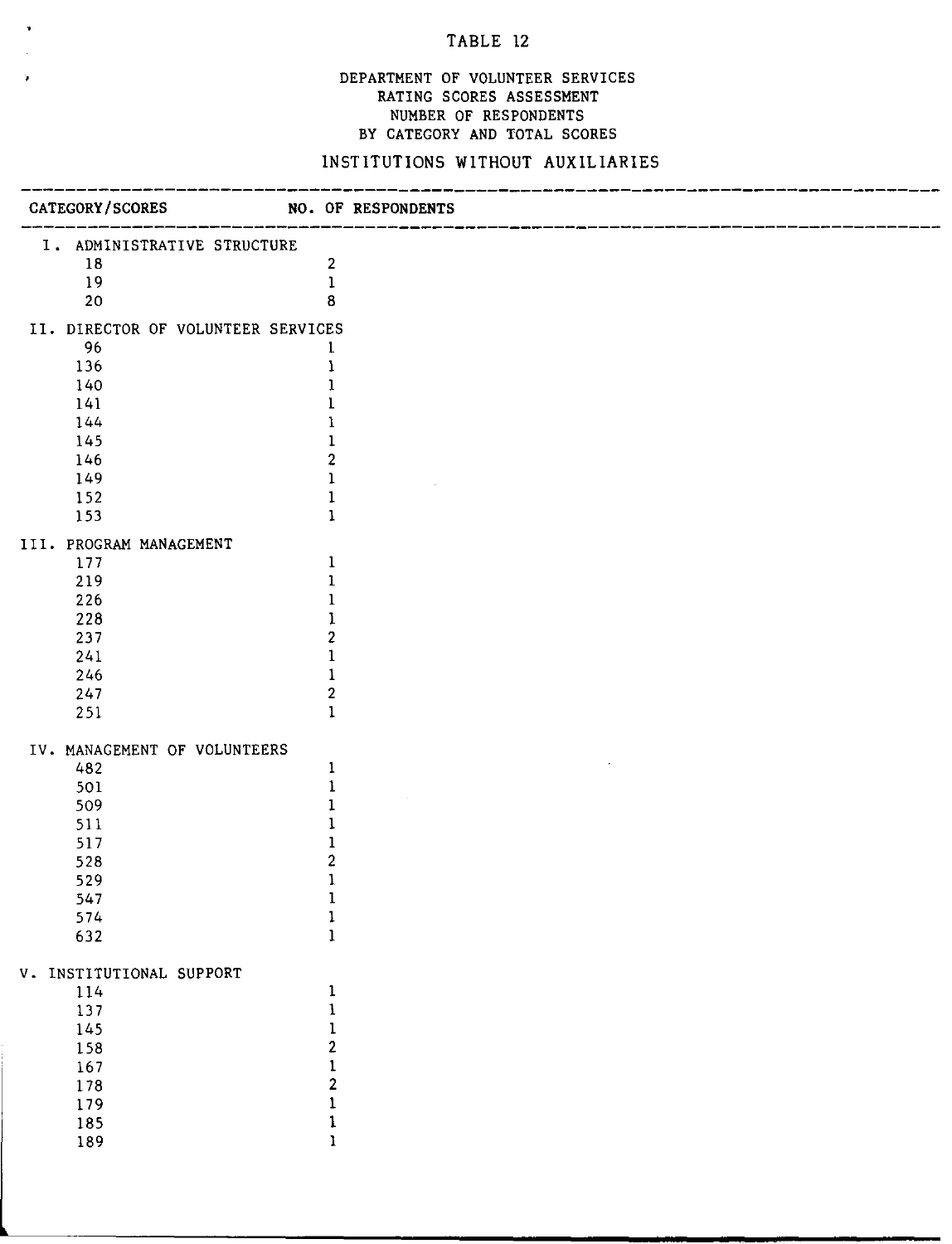# TABLE 12

DEPARTMENT OF VOLUNTEER SERVICES
RATING SCORES ASSESSMENT
NUMBER OF RESPONDENTS
BY CATEGORY AND TOTAL SCORES

INSTITUTIONS WITHOUT AUXILIARIES

| CATEGORY/SCORES | NO. OF RESPONDENTS |
|---|---|
| I. ADMINISTRATIVE STRUCTURE | |
| 18 | 2 |
| 19 | 1 |
| 20 | 8 |
| II. DIRECTOR OF VOLUNTEER SERVICES | |
| 96 | 1 |
| 136 | 1 |
| 140 | 1 |
| 141 | 1 |
| 144 | 1 |
| 145 | 1 |
| 146 | 2 |
| 149 | 1 |
| 152 | 1 |
| 153 | 1 |
| III. PROGRAM MANAGEMENT | |
| 177 | 1 |
| 219 | 1 |
| 226 | 1 |
| 228 | 1 |
| 237 | 2 |
| 241 | 1 |
| 246 | 1 |
| 247 | 2 |
| 251 | 1 |
| IV. MANAGEMENT OF VOLUNTEERS | |
| 482 | 1 |
| 501 | 1 |
| 509 | 1 |
| 511 | 1 |
| 517 | 1 |
| 528 | 2 |
| 529 | 1 |
| 547 | 1 |
| 574 | 1 |
| 632 | 1 |
| V. INSTITUTIONAL SUPPORT | |
| 114 | 1 |
| 137 | 1 |
| 145 | 1 |
| 158 | 2 |
| 167 | 1 |
| 178 | 2 |
| 179 | 1 |
| 185 | 1 |
| 189 | 1 |